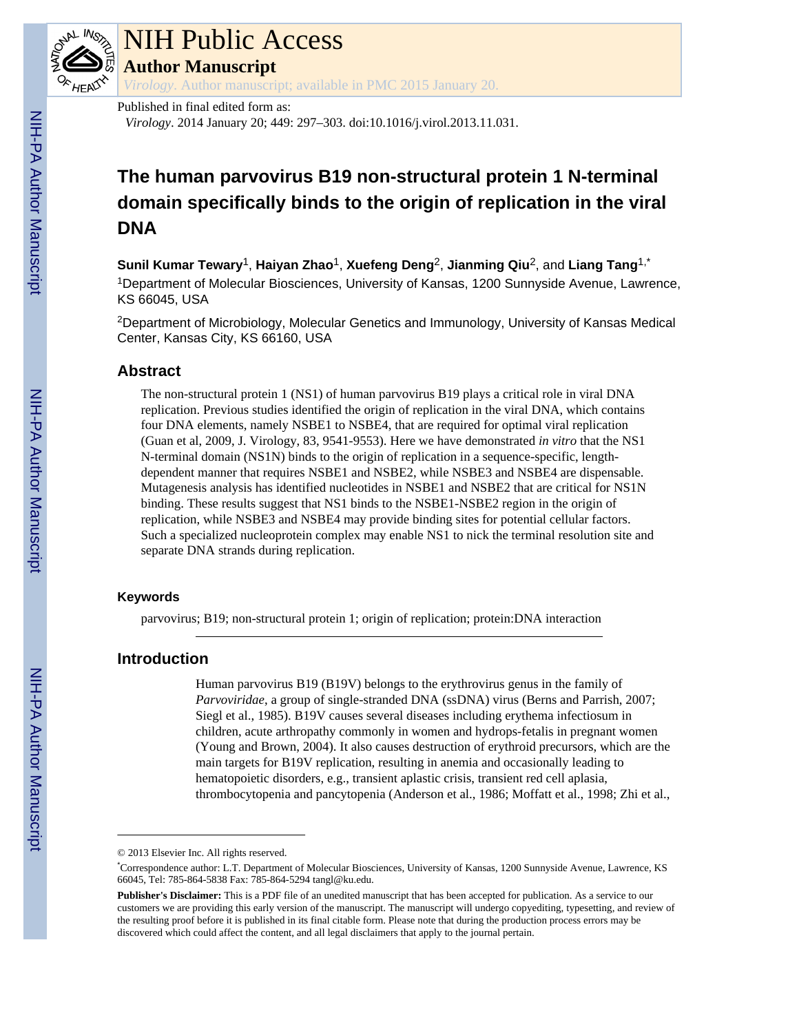# NIH Public Access

## Author Manuscript

*Virology*. Author manuscript; available in PMC 2015 January 20.

Published in final edited form as:

*Virology*. 2014 January 20; 449: 297–303. doi:10.1016/j.virol.2013.11.031.

# The human parvovirus B19 non-structural protein 1 N-terminal domain specifically binds to the origin of replication in the viral DNA

**Sunil Kumar Tewary**[1], **Haiyan Zhao**[1], **Xuefeng Deng**[2], **Jianming Qiu**[2], and **Liang Tang**[1,*]

[1]Department of Molecular Biosciences, University of Kansas, 1200 Sunnyside Avenue, Lawrence, KS 66045, USA

[2]Department of Microbiology, Molecular Genetics and Immunology, University of Kansas Medical Center, Kansas City, KS 66160, USA

## Abstract

The non-structural protein 1 (NS1) of human parvovirus B19 plays a critical role in viral DNA replication. Previous studies identified the origin of replication in the viral DNA, which contains four DNA elements, namely NSBE1 to NSBE4, that are required for optimal viral replication (Guan et al, 2009, J. Virology, 83, 9541-9553). Here we have demonstrated *in vitro* that the NS1 N-terminal domain (NS1N) binds to the origin of replication in a sequence-specific, length-dependent manner that requires NSBE1 and NSBE2, while NSBE3 and NSBE4 are dispensable. Mutagenesis analysis has identified nucleotides in NSBE1 and NSBE2 that are critical for NS1N binding. These results suggest that NS1 binds to the NSBE1-NSBE2 region in the origin of replication, while NSBE3 and NSBE4 may provide binding sites for potential cellular factors. Such a specialized nucleoprotein complex may enable NS1 to nick the terminal resolution site and separate DNA strands during replication.

### Keywords

parvovirus; B19; non-structural protein 1; origin of replication; protein:DNA interaction

## Introduction

Human parvovirus B19 (B19V) belongs to the erythrovirus genus in the family of *Parvoviridae*, a group of single-stranded DNA (ssDNA) virus (Berns and Parrish, 2007; Siegl et al., 1985). B19V causes several diseases including erythema infectiosum in children, acute arthropathy commonly in women and hydrops-fetalis in pregnant women (Young and Brown, 2004). It also causes destruction of erythroid precursors, which are the main targets for B19V replication, resulting in anemia and occasionally leading to hematopoietic disorders, e.g., transient aplastic crisis, transient red cell aplasia, thrombocytopenia and pancytopenia (Anderson et al., 1986; Moffatt et al., 1998; Zhi et al.,

© 2013 Elsevier Inc. All rights reserved.

*Correspondence author: L.T. Department of Molecular Biosciences, University of Kansas, 1200 Sunnyside Avenue, Lawrence, KS 66045, Tel: 785-864-5838 Fax: 785-864-5294 tangl@ku.edu.

**Publisher's Disclaimer:** This is a PDF file of an unedited manuscript that has been accepted for publication. As a service to our customers we are providing this early version of the manuscript. The manuscript will undergo copyediting, typesetting, and review of the resulting proof before it is published in its final citable form. Please note that during the production process errors may be discovered which could affect the content, and all legal disclaimers that apply to the journal pertain.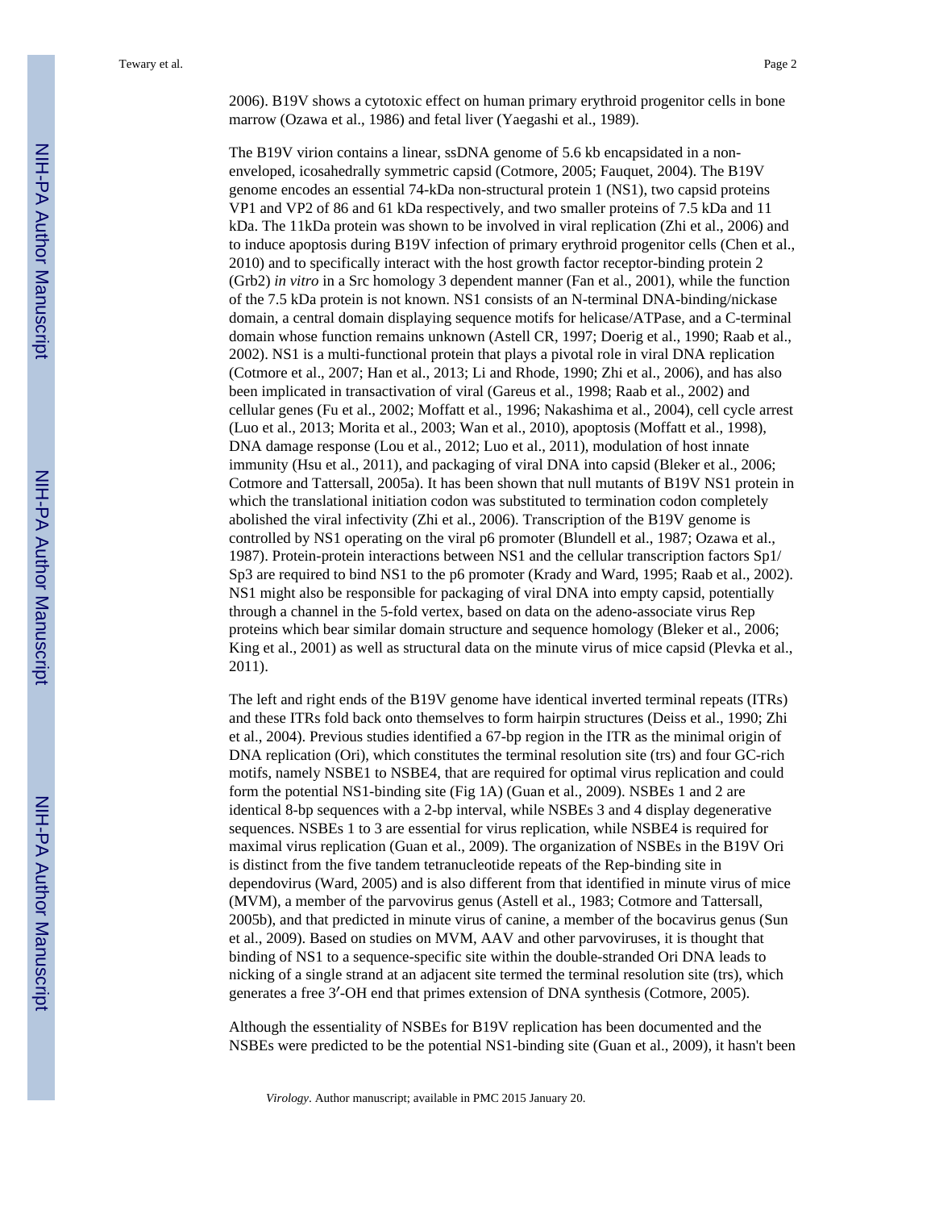2006). B19V shows a cytotoxic effect on human primary erythroid progenitor cells in bone marrow (Ozawa et al., 1986) and fetal liver (Yaegashi et al., 1989).

The B19V virion contains a linear, ssDNA genome of 5.6 kb encapsidated in a non-enveloped, icosahedrally symmetric capsid (Cotmore, 2005; Fauquet, 2004). The B19V genome encodes an essential 74-kDa non-structural protein 1 (NS1), two capsid proteins VP1 and VP2 of 86 and 61 kDa respectively, and two smaller proteins of 7.5 kDa and 11 kDa. The 11kDa protein was shown to be involved in viral replication (Zhi et al., 2006) and to induce apoptosis during B19V infection of primary erythroid progenitor cells (Chen et al., 2010) and to specifically interact with the host growth factor receptor-binding protein 2 (Grb2) *in vitro* in a Src homology 3 dependent manner (Fan et al., 2001), while the function of the 7.5 kDa protein is not known. NS1 consists of an N-terminal DNA-binding/nickase domain, a central domain displaying sequence motifs for helicase/ATPase, and a C-terminal domain whose function remains unknown (Astell CR, 1997; Doerig et al., 1990; Raab et al., 2002). NS1 is a multi-functional protein that plays a pivotal role in viral DNA replication (Cotmore et al., 2007; Han et al., 2013; Li and Rhode, 1990; Zhi et al., 2006), and has also been implicated in transactivation of viral (Gareus et al., 1998; Raab et al., 2002) and cellular genes (Fu et al., 2002; Moffatt et al., 1996; Nakashima et al., 2004), cell cycle arrest (Luo et al., 2013; Morita et al., 2003; Wan et al., 2010), apoptosis (Moffatt et al., 1998), DNA damage response (Lou et al., 2012; Luo et al., 2011), modulation of host innate immunity (Hsu et al., 2011), and packaging of viral DNA into capsid (Bleker et al., 2006; Cotmore and Tattersall, 2005a). It has been shown that null mutants of B19V NS1 protein in which the translational initiation codon was substituted to termination codon completely abolished the viral infectivity (Zhi et al., 2006). Transcription of the B19V genome is controlled by NS1 operating on the viral p6 promoter (Blundell et al., 1987; Ozawa et al., 1987). Protein-protein interactions between NS1 and the cellular transcription factors Sp1/Sp3 are required to bind NS1 to the p6 promoter (Krady and Ward, 1995; Raab et al., 2002). NS1 might also be responsible for packaging of viral DNA into empty capsid, potentially through a channel in the 5-fold vertex, based on data on the adeno-associate virus Rep proteins which bear similar domain structure and sequence homology (Bleker et al., 2006; King et al., 2001) as well as structural data on the minute virus of mice capsid (Plevka et al., 2011).

The left and right ends of the B19V genome have identical inverted terminal repeats (ITRs) and these ITRs fold back onto themselves to form hairpin structures (Deiss et al., 1990; Zhi et al., 2004). Previous studies identified a 67-bp region in the ITR as the minimal origin of DNA replication (Ori), which constitutes the terminal resolution site (trs) and four GC-rich motifs, namely NSBE1 to NSBE4, that are required for optimal virus replication and could form the potential NS1-binding site (Fig 1A) (Guan et al., 2009). NSBEs 1 and 2 are identical 8-bp sequences with a 2-bp interval, while NSBEs 3 and 4 display degenerative sequences. NSBEs 1 to 3 are essential for virus replication, while NSBE4 is required for maximal virus replication (Guan et al., 2009). The organization of NSBEs in the B19V Ori is distinct from the five tandem tetranucleotide repeats of the Rep-binding site in dependovirus (Ward, 2005) and is also different from that identified in minute virus of mice (MVM), a member of the parvovirus genus (Astell et al., 1983; Cotmore and Tattersall, 2005b), and that predicted in minute virus of canine, a member of the bocavirus genus (Sun et al., 2009). Based on studies on MVM, AAV and other parvoviruses, it is thought that binding of NS1 to a sequence-specific site within the double-stranded Ori DNA leads to nicking of a single strand at an adjacent site termed the terminal resolution site (trs), which generates a free 3′-OH end that primes extension of DNA synthesis (Cotmore, 2005).

Although the essentiality of NSBEs for B19V replication has been documented and the NSBEs were predicted to be the potential NS1-binding site (Guan et al., 2009), it hasn't been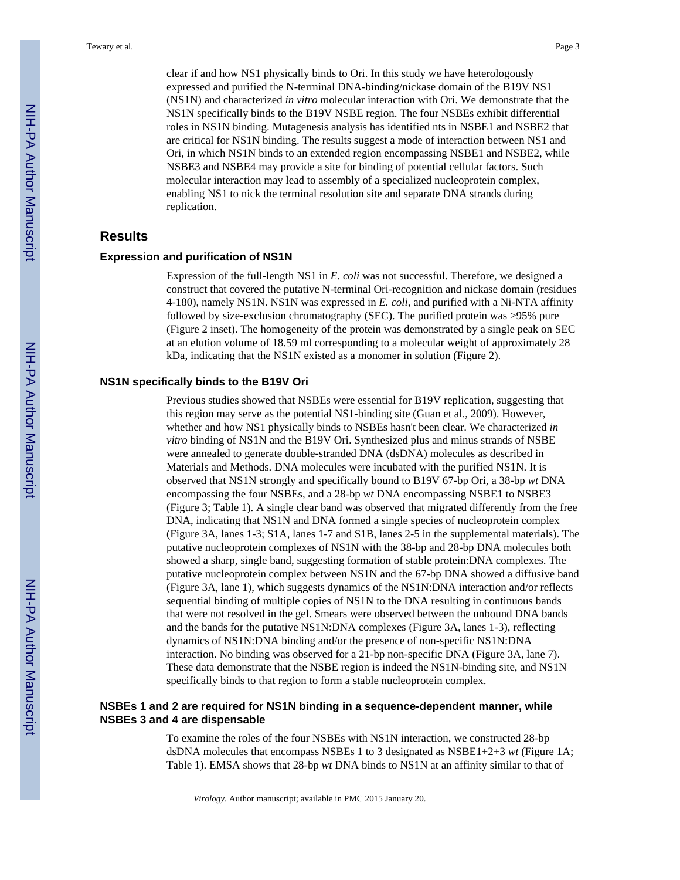clear if and how NS1 physically binds to Ori. In this study we have heterologously expressed and purified the N-terminal DNA-binding/nickase domain of the B19V NS1 (NS1N) and characterized *in vitro* molecular interaction with Ori. We demonstrate that the NS1N specifically binds to the B19V NSBE region. The four NSBEs exhibit differential roles in NS1N binding. Mutagenesis analysis has identified nts in NSBE1 and NSBE2 that are critical for NS1N binding. The results suggest a mode of interaction between NS1 and Ori, in which NS1N binds to an extended region encompassing NSBE1 and NSBE2, while NSBE3 and NSBE4 may provide a site for binding of potential cellular factors. Such molecular interaction may lead to assembly of a specialized nucleoprotein complex, enabling NS1 to nick the terminal resolution site and separate DNA strands during replication.

## Results

### Expression and purification of NS1N

Expression of the full-length NS1 in *E. coli* was not successful. Therefore, we designed a construct that covered the putative N-terminal Ori-recognition and nickase domain (residues 4-180), namely NS1N. NS1N was expressed in *E. coli*, and purified with a Ni-NTA affinity followed by size-exclusion chromatography (SEC). The purified protein was >95% pure (Figure 2 inset). The homogeneity of the protein was demonstrated by a single peak on SEC at an elution volume of 18.59 ml corresponding to a molecular weight of approximately 28 kDa, indicating that the NS1N existed as a monomer in solution (Figure 2).

### NS1N specifically binds to the B19V Ori

Previous studies showed that NSBEs were essential for B19V replication, suggesting that this region may serve as the potential NS1-binding site (Guan et al., 2009). However, whether and how NS1 physically binds to NSBEs hasn't been clear. We characterized *in vitro* binding of NS1N and the B19V Ori. Synthesized plus and minus strands of NSBE were annealed to generate double-stranded DNA (dsDNA) molecules as described in Materials and Methods. DNA molecules were incubated with the purified NS1N. It is observed that NS1N strongly and specifically bound to B19V 67-bp Ori, a 38-bp *wt* DNA encompassing the four NSBEs, and a 28-bp *wt* DNA encompassing NSBE1 to NSBE3 (Figure 3; Table 1). A single clear band was observed that migrated differently from the free DNA, indicating that NS1N and DNA formed a single species of nucleoprotein complex (Figure 3A, lanes 1-3; S1A, lanes 1-7 and S1B, lanes 2-5 in the supplemental materials). The putative nucleoprotein complexes of NS1N with the 38-bp and 28-bp DNA molecules both showed a sharp, single band, suggesting formation of stable protein:DNA complexes. The putative nucleoprotein complex between NS1N and the 67-bp DNA showed a diffusive band (Figure 3A, lane 1), which suggests dynamics of the NS1N:DNA interaction and/or reflects sequential binding of multiple copies of NS1N to the DNA resulting in continuous bands that were not resolved in the gel. Smears were observed between the unbound DNA bands and the bands for the putative NS1N:DNA complexes (Figure 3A, lanes 1-3), reflecting dynamics of NS1N:DNA binding and/or the presence of non-specific NS1N:DNA interaction. No binding was observed for a 21-bp non-specific DNA (Figure 3A, lane 7). These data demonstrate that the NSBE region is indeed the NS1N-binding site, and NS1N specifically binds to that region to form a stable nucleoprotein complex.

### NSBEs 1 and 2 are required for NS1N binding in a sequence-dependent manner, while NSBEs 3 and 4 are dispensable

To examine the roles of the four NSBEs with NS1N interaction, we constructed 28-bp dsDNA molecules that encompass NSBEs 1 to 3 designated as NSBE1+2+3 *wt* (Figure 1A; Table 1). EMSA shows that 28-bp *wt* DNA binds to NS1N at an affinity similar to that of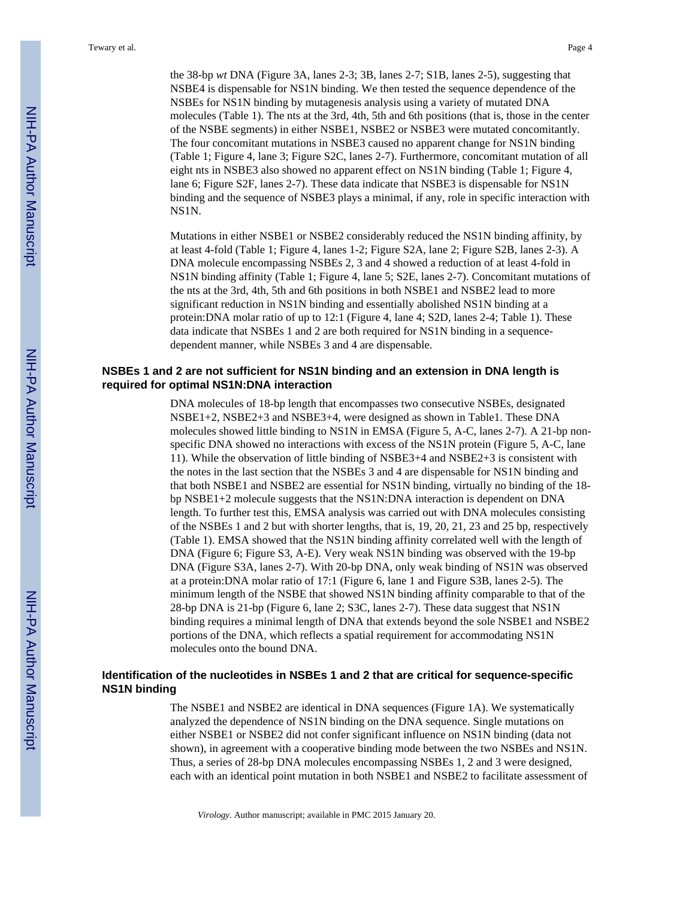the 38-bp *wt* DNA (Figure 3A, lanes 2-3; 3B, lanes 2-7; S1B, lanes 2-5), suggesting that NSBE4 is dispensable for NS1N binding. We then tested the sequence dependence of the NSBEs for NS1N binding by mutagenesis analysis using a variety of mutated DNA molecules (Table 1). The nts at the 3rd, 4th, 5th and 6th positions (that is, those in the center of the NSBE segments) in either NSBE1, NSBE2 or NSBE3 were mutated concomitantly. The four concomitant mutations in NSBE3 caused no apparent change for NS1N binding (Table 1; Figure 4, lane 3; Figure S2C, lanes 2-7). Furthermore, concomitant mutation of all eight nts in NSBE3 also showed no apparent effect on NS1N binding (Table 1; Figure 4, lane 6; Figure S2F, lanes 2-7). These data indicate that NSBE3 is dispensable for NS1N binding and the sequence of NSBE3 plays a minimal, if any, role in specific interaction with NS1N.

Mutations in either NSBE1 or NSBE2 considerably reduced the NS1N binding affinity, by at least 4-fold (Table 1; Figure 4, lanes 1-2; Figure S2A, lane 2; Figure S2B, lanes 2-3). A DNA molecule encompassing NSBEs 2, 3 and 4 showed a reduction of at least 4-fold in NS1N binding affinity (Table 1; Figure 4, lane 5; S2E, lanes 2-7). Concomitant mutations of the nts at the 3rd, 4th, 5th and 6th positions in both NSBE1 and NSBE2 lead to more significant reduction in NS1N binding and essentially abolished NS1N binding at a protein:DNA molar ratio of up to 12:1 (Figure 4, lane 4; S2D, lanes 2-4; Table 1). These data indicate that NSBEs 1 and 2 are both required for NS1N binding in a sequence-dependent manner, while NSBEs 3 and 4 are dispensable.

### NSBEs 1 and 2 are not sufficient for NS1N binding and an extension in DNA length is required for optimal NS1N:DNA interaction

DNA molecules of 18-bp length that encompasses two consecutive NSBEs, designated NSBE1+2, NSBE2+3 and NSBE3+4, were designed as shown in Table1. These DNA molecules showed little binding to NS1N in EMSA (Figure 5, A-C, lanes 2-7). A 21-bp non-specific DNA showed no interactions with excess of the NS1N protein (Figure 5, A-C, lane 11). While the observation of little binding of NSBE3+4 and NSBE2+3 is consistent with the notes in the last section that the NSBEs 3 and 4 are dispensable for NS1N binding and that both NSBE1 and NSBE2 are essential for NS1N binding, virtually no binding of the 18-bp NSBE1+2 molecule suggests that the NS1N:DNA interaction is dependent on DNA length. To further test this, EMSA analysis was carried out with DNA molecules consisting of the NSBEs 1 and 2 but with shorter lengths, that is, 19, 20, 21, 23 and 25 bp, respectively (Table 1). EMSA showed that the NS1N binding affinity correlated well with the length of DNA (Figure 6; Figure S3, A-E). Very weak NS1N binding was observed with the 19-bp DNA (Figure S3A, lanes 2-7). With 20-bp DNA, only weak binding of NS1N was observed at a protein:DNA molar ratio of 17:1 (Figure 6, lane 1 and Figure S3B, lanes 2-5). The minimum length of the NSBE that showed NS1N binding affinity comparable to that of the 28-bp DNA is 21-bp (Figure 6, lane 2; S3C, lanes 2-7). These data suggest that NS1N binding requires a minimal length of DNA that extends beyond the sole NSBE1 and NSBE2 portions of the DNA, which reflects a spatial requirement for accommodating NS1N molecules onto the bound DNA.

### Identification of the nucleotides in NSBEs 1 and 2 that are critical for sequence-specific NS1N binding

The NSBE1 and NSBE2 are identical in DNA sequences (Figure 1A). We systematically analyzed the dependence of NS1N binding on the DNA sequence. Single mutations on either NSBE1 or NSBE2 did not confer significant influence on NS1N binding (data not shown), in agreement with a cooperative binding mode between the two NSBEs and NS1N. Thus, a series of 28-bp DNA molecules encompassing NSBEs 1, 2 and 3 were designed, each with an identical point mutation in both NSBE1 and NSBE2 to facilitate assessment of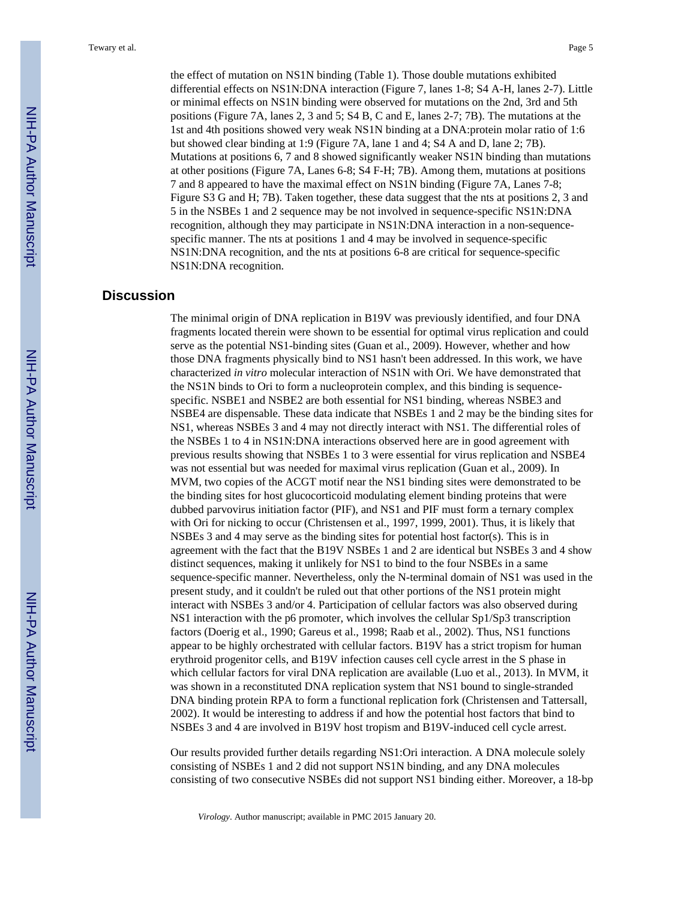the effect of mutation on NS1N binding (Table 1). Those double mutations exhibited differential effects on NS1N:DNA interaction (Figure 7, lanes 1-8; S4 A-H, lanes 2-7). Little or minimal effects on NS1N binding were observed for mutations on the 2nd, 3rd and 5th positions (Figure 7A, lanes 2, 3 and 5; S4 B, C and E, lanes 2-7; 7B). The mutations at the 1st and 4th positions showed very weak NS1N binding at a DNA:protein molar ratio of 1:6 but showed clear binding at 1:9 (Figure 7A, lane 1 and 4; S4 A and D, lane 2; 7B). Mutations at positions 6, 7 and 8 showed significantly weaker NS1N binding than mutations at other positions (Figure 7A, Lanes 6-8; S4 F-H; 7B). Among them, mutations at positions 7 and 8 appeared to have the maximal effect on NS1N binding (Figure 7A, Lanes 7-8; Figure S3 G and H; 7B). Taken together, these data suggest that the nts at positions 2, 3 and 5 in the NSBEs 1 and 2 sequence may be not involved in sequence-specific NS1N:DNA recognition, although they may participate in NS1N:DNA interaction in a non-sequence-specific manner. The nts at positions 1 and 4 may be involved in sequence-specific NS1N:DNA recognition, and the nts at positions 6-8 are critical for sequence-specific NS1N:DNA recognition.

## Discussion

The minimal origin of DNA replication in B19V was previously identified, and four DNA fragments located therein were shown to be essential for optimal virus replication and could serve as the potential NS1-binding sites (Guan et al., 2009). However, whether and how those DNA fragments physically bind to NS1 hasn't been addressed. In this work, we have characterized *in vitro* molecular interaction of NS1N with Ori. We have demonstrated that the NS1N binds to Ori to form a nucleoprotein complex, and this binding is sequence-specific. NSBE1 and NSBE2 are both essential for NS1 binding, whereas NSBE3 and NSBE4 are dispensable. These data indicate that NSBEs 1 and 2 may be the binding sites for NS1, whereas NSBEs 3 and 4 may not directly interact with NS1. The differential roles of the NSBEs 1 to 4 in NS1N:DNA interactions observed here are in good agreement with previous results showing that NSBEs 1 to 3 were essential for virus replication and NSBE4 was not essential but was needed for maximal virus replication (Guan et al., 2009). In MVM, two copies of the ACGT motif near the NS1 binding sites were demonstrated to be the binding sites for host glucocorticoid modulating element binding proteins that were dubbed parvovirus initiation factor (PIF), and NS1 and PIF must form a ternary complex with Ori for nicking to occur (Christensen et al., 1997, 1999, 2001). Thus, it is likely that NSBEs 3 and 4 may serve as the binding sites for potential host factor(s). This is in agreement with the fact that the B19V NSBEs 1 and 2 are identical but NSBEs 3 and 4 show distinct sequences, making it unlikely for NS1 to bind to the four NSBEs in a same sequence-specific manner. Nevertheless, only the N-terminal domain of NS1 was used in the present study, and it couldn't be ruled out that other portions of the NS1 protein might interact with NSBEs 3 and/or 4. Participation of cellular factors was also observed during NS1 interaction with the p6 promoter, which involves the cellular Sp1/Sp3 transcription factors (Doerig et al., 1990; Gareus et al., 1998; Raab et al., 2002). Thus, NS1 functions appear to be highly orchestrated with cellular factors. B19V has a strict tropism for human erythroid progenitor cells, and B19V infection causes cell cycle arrest in the S phase in which cellular factors for viral DNA replication are available (Luo et al., 2013). In MVM, it was shown in a reconstituted DNA replication system that NS1 bound to single-stranded DNA binding protein RPA to form a functional replication fork (Christensen and Tattersall, 2002). It would be interesting to address if and how the potential host factors that bind to NSBEs 3 and 4 are involved in B19V host tropism and B19V-induced cell cycle arrest.

Our results provided further details regarding NS1:Ori interaction. A DNA molecule solely consisting of NSBEs 1 and 2 did not support NS1N binding, and any DNA molecules consisting of two consecutive NSBEs did not support NS1 binding either. Moreover, a 18-bp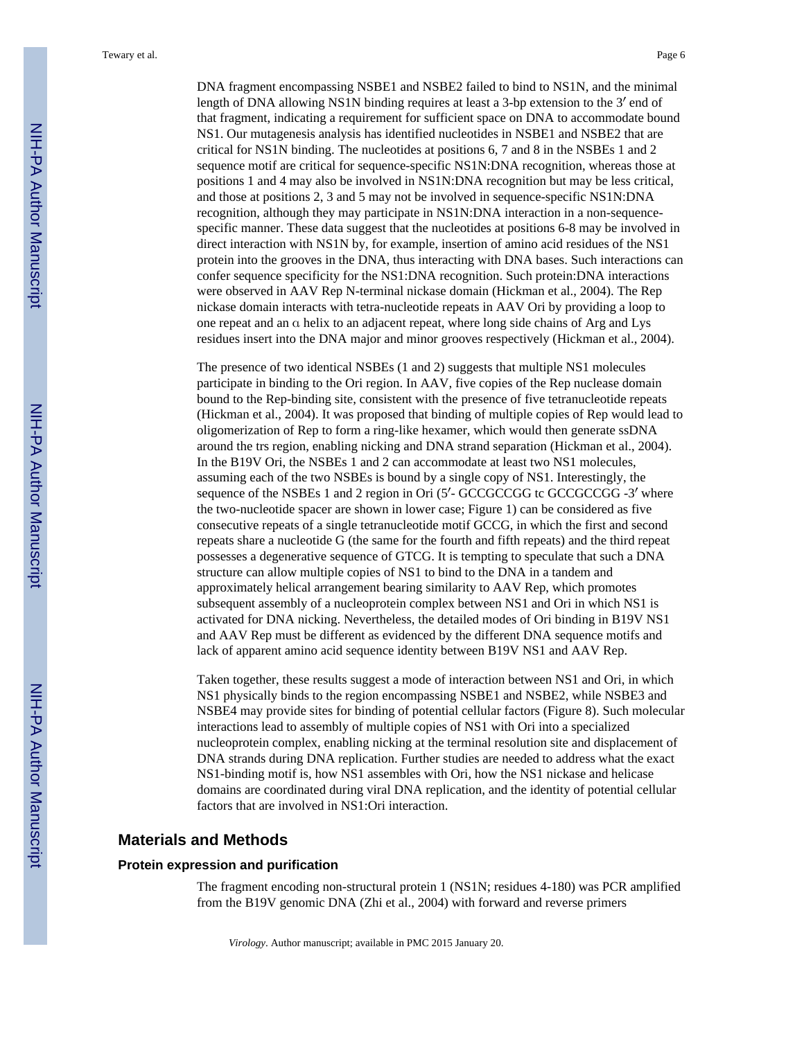DNA fragment encompassing NSBE1 and NSBE2 failed to bind to NS1N, and the minimal length of DNA allowing NS1N binding requires at least a 3-bp extension to the 3′ end of that fragment, indicating a requirement for sufficient space on DNA to accommodate bound NS1. Our mutagenesis analysis has identified nucleotides in NSBE1 and NSBE2 that are critical for NS1N binding. The nucleotides at positions 6, 7 and 8 in the NSBEs 1 and 2 sequence motif are critical for sequence-specific NS1N:DNA recognition, whereas those at positions 1 and 4 may also be involved in NS1N:DNA recognition but may be less critical, and those at positions 2, 3 and 5 may not be involved in sequence-specific NS1N:DNA recognition, although they may participate in NS1N:DNA interaction in a non-sequence-specific manner. These data suggest that the nucleotides at positions 6-8 may be involved in direct interaction with NS1N by, for example, insertion of amino acid residues of the NS1 protein into the grooves in the DNA, thus interacting with DNA bases. Such interactions can confer sequence specificity for the NS1:DNA recognition. Such protein:DNA interactions were observed in AAV Rep N-terminal nickase domain (Hickman et al., 2004). The Rep nickase domain interacts with tetra-nucleotide repeats in AAV Ori by providing a loop to one repeat and an α helix to an adjacent repeat, where long side chains of Arg and Lys residues insert into the DNA major and minor grooves respectively (Hickman et al., 2004).

The presence of two identical NSBEs (1 and 2) suggests that multiple NS1 molecules participate in binding to the Ori region. In AAV, five copies of the Rep nuclease domain bound to the Rep-binding site, consistent with the presence of five tetranucleotide repeats (Hickman et al., 2004). It was proposed that binding of multiple copies of Rep would lead to oligomerization of Rep to form a ring-like hexamer, which would then generate ssDNA around the trs region, enabling nicking and DNA strand separation (Hickman et al., 2004). In the B19V Ori, the NSBEs 1 and 2 can accommodate at least two NS1 molecules, assuming each of the two NSBEs is bound by a single copy of NS1. Interestingly, the sequence of the NSBEs 1 and 2 region in Ori (5′- GCCGCCGG tc GCCGCCGG -3′ where the two-nucleotide spacer are shown in lower case; Figure 1) can be considered as five consecutive repeats of a single tetranucleotide motif GCCG, in which the first and second repeats share a nucleotide G (the same for the fourth and fifth repeats) and the third repeat possesses a degenerative sequence of GTCG. It is tempting to speculate that such a DNA structure can allow multiple copies of NS1 to bind to the DNA in a tandem and approximately helical arrangement bearing similarity to AAV Rep, which promotes subsequent assembly of a nucleoprotein complex between NS1 and Ori in which NS1 is activated for DNA nicking. Nevertheless, the detailed modes of Ori binding in B19V NS1 and AAV Rep must be different as evidenced by the different DNA sequence motifs and lack of apparent amino acid sequence identity between B19V NS1 and AAV Rep.

Taken together, these results suggest a mode of interaction between NS1 and Ori, in which NS1 physically binds to the region encompassing NSBE1 and NSBE2, while NSBE3 and NSBE4 may provide sites for binding of potential cellular factors (Figure 8). Such molecular interactions lead to assembly of multiple copies of NS1 with Ori into a specialized nucleoprotein complex, enabling nicking at the terminal resolution site and displacement of DNA strands during DNA replication. Further studies are needed to address what the exact NS1-binding motif is, how NS1 assembles with Ori, how the NS1 nickase and helicase domains are coordinated during viral DNA replication, and the identity of potential cellular factors that are involved in NS1:Ori interaction.

## Materials and Methods

### Protein expression and purification

The fragment encoding non-structural protein 1 (NS1N; residues 4-180) was PCR amplified from the B19V genomic DNA (Zhi et al., 2004) with forward and reverse primers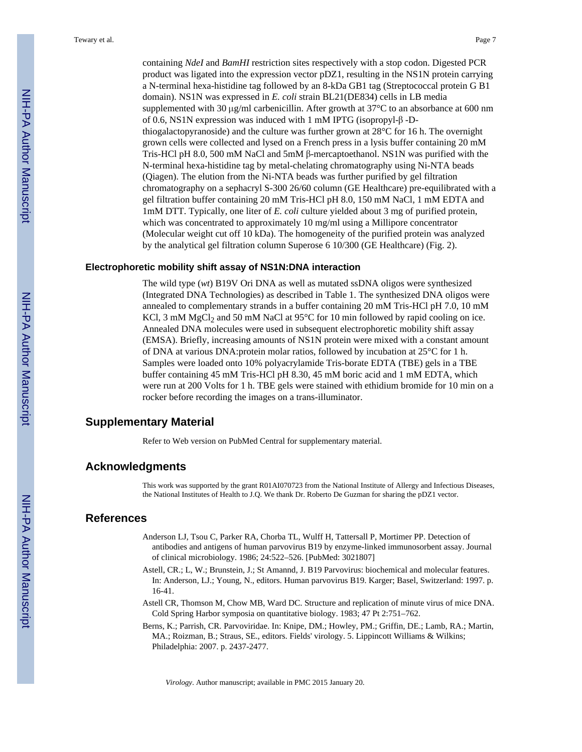containing *NdeI* and *BamHI* restriction sites respectively with a stop codon. Digested PCR product was ligated into the expression vector pDZ1, resulting in the NS1N protein carrying a N-terminal hexa-histidine tag followed by an 8-kDa GB1 tag (Streptococcal protein G B1 domain). NS1N was expressed in *E. coli* strain BL21(DE834) cells in LB media supplemented with 30 μg/ml carbenicillin. After growth at 37°C to an absorbance at 600 nm of 0.6, NS1N expression was induced with 1 mM IPTG (isopropyl-β -D-thiogalactopyranoside) and the culture was further grown at 28°C for 16 h. The overnight grown cells were collected and lysed on a French press in a lysis buffer containing 20 mM Tris-HCl pH 8.0, 500 mM NaCl and 5mM β-mercaptoethanol. NS1N was purified with the N-terminal hexa-histidine tag by metal-chelating chromatography using Ni-NTA beads (Qiagen). The elution from the Ni-NTA beads was further purified by gel filtration chromatography on a sephacryl S-300 26/60 column (GE Healthcare) pre-equilibrated with a gel filtration buffer containing 20 mM Tris-HCl pH 8.0, 150 mM NaCl, 1 mM EDTA and 1mM DTT. Typically, one liter of *E. coli* culture yielded about 3 mg of purified protein, which was concentrated to approximately 10 mg/ml using a Millipore concentrator (Molecular weight cut off 10 kDa). The homogeneity of the purified protein was analyzed by the analytical gel filtration column Superose 6 10/300 (GE Healthcare) (Fig. 2).

### Electrophoretic mobility shift assay of NS1N:DNA interaction

The wild type (*wt*) B19V Ori DNA as well as mutated ssDNA oligos were synthesized (Integrated DNA Technologies) as described in Table 1. The synthesized DNA oligos were annealed to complementary strands in a buffer containing 20 mM Tris-HCl pH 7.0, 10 mM KCl, 3 mM $MgCl_2$ and 50 mM NaCl at 95°C for 10 min followed by rapid cooling on ice. Annealed DNA molecules were used in subsequent electrophoretic mobility shift assay (EMSA). Briefly, increasing amounts of NS1N protein were mixed with a constant amount of DNA at various DNA:protein molar ratios, followed by incubation at 25°C for 1 h. Samples were loaded onto 10% polyacrylamide Tris-borate EDTA (TBE) gels in a TBE buffer containing 45 mM Tris-HCl pH 8.30, 45 mM boric acid and 1 mM EDTA, which were run at 200 Volts for 1 h. TBE gels were stained with ethidium bromide for 10 min on a rocker before recording the images on a trans-illuminator.

## Supplementary Material

Refer to Web version on PubMed Central for supplementary material.

## Acknowledgments

This work was supported by the grant R01AI070723 from the National Institute of Allergy and Infectious Diseases, the National Institutes of Health to J.Q. We thank Dr. Roberto De Guzman for sharing the pDZ1 vector.

## References

Anderson LJ, Tsou C, Parker RA, Chorba TL, Wulff H, Tattersall P, Mortimer PP. Detection of antibodies and antigens of human parvovirus B19 by enzyme-linked immunosorbent assay. Journal of clinical microbiology. 1986; 24:522–526. [PubMed: 3021807]

Astell, CR.; L, W.; Brunstein, J.; St Amannd, J. B19 Parvovirus: biochemical and molecular features. In: Anderson, LJ.; Young, N., editors. Human parvovirus B19. Karger; Basel, Switzerland: 1997. p. 16-41.

Astell CR, Thomson M, Chow MB, Ward DC. Structure and replication of minute virus of mice DNA. Cold Spring Harbor symposia on quantitative biology. 1983; 47 Pt 2:751–762.

Berns, K.; Parrish, CR. Parvoviridae. In: Knipe, DM.; Howley, PM.; Griffin, DE.; Lamb, RA.; Martin, MA.; Roizman, B.; Straus, SE., editors. Fields' virology. 5. Lippincott Williams & Wilkins; Philadelphia: 2007. p. 2437-2477.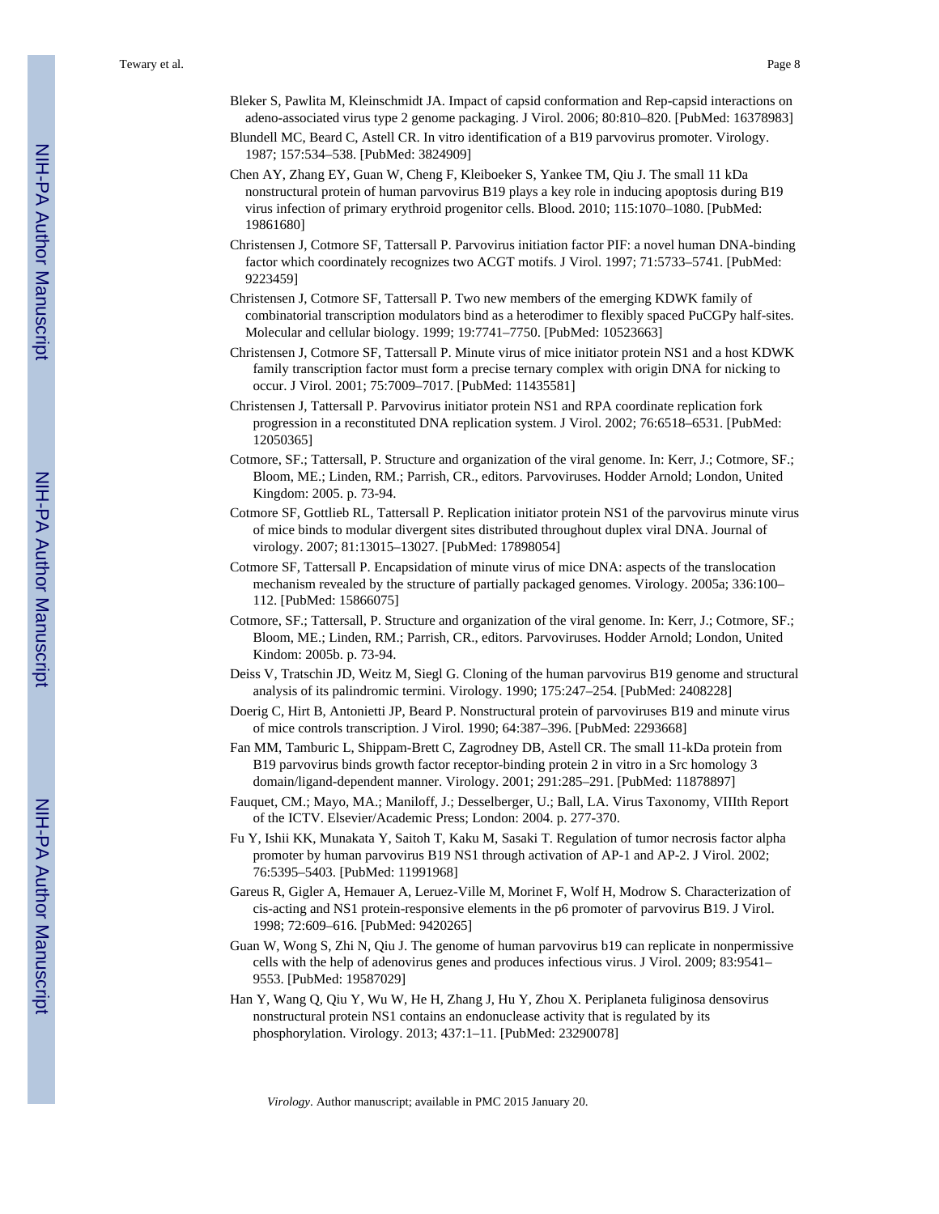Bleker S, Pawlita M, Kleinschmidt JA. Impact of capsid conformation and Rep-capsid interactions on adeno-associated virus type 2 genome packaging. J Virol. 2006; 80:810–820. [PubMed: 16378983]

Blundell MC, Beard C, Astell CR. In vitro identification of a B19 parvovirus promoter. Virology. 1987; 157:534–538. [PubMed: 3824909]

Chen AY, Zhang EY, Guan W, Cheng F, Kleiboeker S, Yankee TM, Qiu J. The small 11 kDa nonstructural protein of human parvovirus B19 plays a key role in inducing apoptosis during B19 virus infection of primary erythroid progenitor cells. Blood. 2010; 115:1070–1080. [PubMed: 19861680]

Christensen J, Cotmore SF, Tattersall P. Parvovirus initiation factor PIF: a novel human DNA-binding factor which coordinately recognizes two ACGT motifs. J Virol. 1997; 71:5733–5741. [PubMed: 9223459]

Christensen J, Cotmore SF, Tattersall P. Two new members of the emerging KDWK family of combinatorial transcription modulators bind as a heterodimer to flexibly spaced PuCGPy half-sites. Molecular and cellular biology. 1999; 19:7741–7750. [PubMed: 10523663]

Christensen J, Cotmore SF, Tattersall P. Minute virus of mice initiator protein NS1 and a host KDWK family transcription factor must form a precise ternary complex with origin DNA for nicking to occur. J Virol. 2001; 75:7009–7017. [PubMed: 11435581]

Christensen J, Tattersall P. Parvovirus initiator protein NS1 and RPA coordinate replication fork progression in a reconstituted DNA replication system. J Virol. 2002; 76:6518–6531. [PubMed: 12050365]

Cotmore, SF.; Tattersall, P. Structure and organization of the viral genome. In: Kerr, J.; Cotmore, SF.; Bloom, ME.; Linden, RM.; Parrish, CR., editors. Parvoviruses. Hodder Arnold; London, United Kingdom: 2005. p. 73-94.

Cotmore SF, Gottlieb RL, Tattersall P. Replication initiator protein NS1 of the parvovirus minute virus of mice binds to modular divergent sites distributed throughout duplex viral DNA. Journal of virology. 2007; 81:13015–13027. [PubMed: 17898054]

Cotmore SF, Tattersall P. Encapsidation of minute virus of mice DNA: aspects of the translocation mechanism revealed by the structure of partially packaged genomes. Virology. 2005a; 336:100–112. [PubMed: 15866075]

Cotmore, SF.; Tattersall, P. Structure and organization of the viral genome. In: Kerr, J.; Cotmore, SF.; Bloom, ME.; Linden, RM.; Parrish, CR., editors. Parvoviruses. Hodder Arnold; London, United Kindom: 2005b. p. 73-94.

Deiss V, Tratschin JD, Weitz M, Siegl G. Cloning of the human parvovirus B19 genome and structural analysis of its palindromic termini. Virology. 1990; 175:247–254. [PubMed: 2408228]

Doerig C, Hirt B, Antonietti JP, Beard P. Nonstructural protein of parvoviruses B19 and minute virus of mice controls transcription. J Virol. 1990; 64:387–396. [PubMed: 2293668]

Fan MM, Tamburic L, Shippam-Brett C, Zagrodney DB, Astell CR. The small 11-kDa protein from B19 parvovirus binds growth factor receptor-binding protein 2 in vitro in a Src homology 3 domain/ligand-dependent manner. Virology. 2001; 291:285–291. [PubMed: 11878897]

Fauquet, CM.; Mayo, MA.; Maniloff, J.; Desselberger, U.; Ball, LA. Virus Taxonomy, VIIIth Report of the ICTV. Elsevier/Academic Press; London: 2004. p. 277-370.

Fu Y, Ishii KK, Munakata Y, Saitoh T, Kaku M, Sasaki T. Regulation of tumor necrosis factor alpha promoter by human parvovirus B19 NS1 through activation of AP-1 and AP-2. J Virol. 2002; 76:5395–5403. [PubMed: 11991968]

Gareus R, Gigler A, Hemauer A, Leruez-Ville M, Morinet F, Wolf H, Modrow S. Characterization of cis-acting and NS1 protein-responsive elements in the p6 promoter of parvovirus B19. J Virol. 1998; 72:609–616. [PubMed: 9420265]

Guan W, Wong S, Zhi N, Qiu J. The genome of human parvovirus b19 can replicate in nonpermissive cells with the help of adenovirus genes and produces infectious virus. J Virol. 2009; 83:9541–9553. [PubMed: 19587029]

Han Y, Wang Q, Qiu Y, Wu W, He H, Zhang J, Hu Y, Zhou X. Periplaneta fuliginosa densovirus nonstructural protein NS1 contains an endonuclease activity that is regulated by its phosphorylation. Virology. 2013; 437:1–11. [PubMed: 23290078]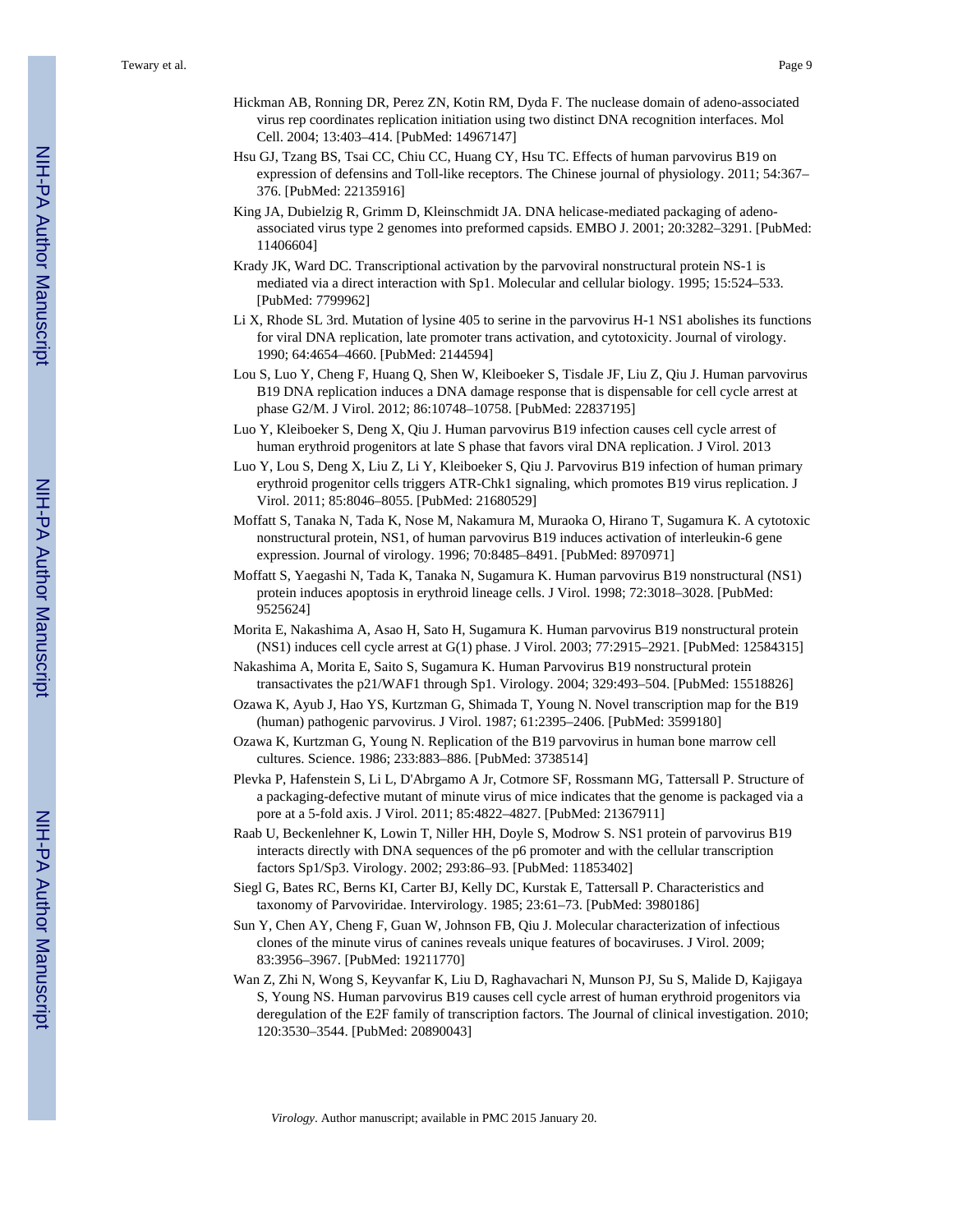Hickman AB, Ronning DR, Perez ZN, Kotin RM, Dyda F. The nuclease domain of adeno-associated virus rep coordinates replication initiation using two distinct DNA recognition interfaces. Mol Cell. 2004; 13:403–414. [PubMed: 14967147]

Hsu GJ, Tzang BS, Tsai CC, Chiu CC, Huang CY, Hsu TC. Effects of human parvovirus B19 on expression of defensins and Toll-like receptors. The Chinese journal of physiology. 2011; 54:367–376. [PubMed: 22135916]

King JA, Dubielzig R, Grimm D, Kleinschmidt JA. DNA helicase-mediated packaging of adeno-associated virus type 2 genomes into preformed capsids. EMBO J. 2001; 20:3282–3291. [PubMed: 11406604]

Krady JK, Ward DC. Transcriptional activation by the parvoviral nonstructural protein NS-1 is mediated via a direct interaction with Sp1. Molecular and cellular biology. 1995; 15:524–533. [PubMed: 7799962]

Li X, Rhode SL 3rd. Mutation of lysine 405 to serine in the parvovirus H-1 NS1 abolishes its functions for viral DNA replication, late promoter trans activation, and cytotoxicity. Journal of virology. 1990; 64:4654–4660. [PubMed: 2144594]

Lou S, Luo Y, Cheng F, Huang Q, Shen W, Kleiboeker S, Tisdale JF, Liu Z, Qiu J. Human parvovirus B19 DNA replication induces a DNA damage response that is dispensable for cell cycle arrest at phase G2/M. J Virol. 2012; 86:10748–10758. [PubMed: 22837195]

Luo Y, Kleiboeker S, Deng X, Qiu J. Human parvovirus B19 infection causes cell cycle arrest of human erythroid progenitors at late S phase that favors viral DNA replication. J Virol. 2013

Luo Y, Lou S, Deng X, Liu Z, Li Y, Kleiboeker S, Qiu J. Parvovirus B19 infection of human primary erythroid progenitor cells triggers ATR-Chk1 signaling, which promotes B19 virus replication. J Virol. 2011; 85:8046–8055. [PubMed: 21680529]

Moffatt S, Tanaka N, Tada K, Nose M, Nakamura M, Muraoka O, Hirano T, Sugamura K. A cytotoxic nonstructural protein, NS1, of human parvovirus B19 induces activation of interleukin-6 gene expression. Journal of virology. 1996; 70:8485–8491. [PubMed: 8970971]

Moffatt S, Yaegashi N, Tada K, Tanaka N, Sugamura K. Human parvovirus B19 nonstructural (NS1) protein induces apoptosis in erythroid lineage cells. J Virol. 1998; 72:3018–3028. [PubMed: 9525624]

Morita E, Nakashima A, Asao H, Sato H, Sugamura K. Human parvovirus B19 nonstructural protein (NS1) induces cell cycle arrest at G(1) phase. J Virol. 2003; 77:2915–2921. [PubMed: 12584315]

Nakashima A, Morita E, Saito S, Sugamura K. Human Parvovirus B19 nonstructural protein transactivates the p21/WAF1 through Sp1. Virology. 2004; 329:493–504. [PubMed: 15518826]

Ozawa K, Ayub J, Hao YS, Kurtzman G, Shimada T, Young N. Novel transcription map for the B19 (human) pathogenic parvovirus. J Virol. 1987; 61:2395–2406. [PubMed: 3599180]

Ozawa K, Kurtzman G, Young N. Replication of the B19 parvovirus in human bone marrow cell cultures. Science. 1986; 233:883–886. [PubMed: 3738514]

Plevka P, Hafenstein S, Li L, D'Abrgamo A Jr, Cotmore SF, Rossmann MG, Tattersall P. Structure of a packaging-defective mutant of minute virus of mice indicates that the genome is packaged via a pore at a 5-fold axis. J Virol. 2011; 85:4822–4827. [PubMed: 21367911]

Raab U, Beckenlehner K, Lowin T, Niller HH, Doyle S, Modrow S. NS1 protein of parvovirus B19 interacts directly with DNA sequences of the p6 promoter and with the cellular transcription factors Sp1/Sp3. Virology. 2002; 293:86–93. [PubMed: 11853402]

Siegl G, Bates RC, Berns KI, Carter BJ, Kelly DC, Kurstak E, Tattersall P. Characteristics and taxonomy of Parvoviridae. Intervirology. 1985; 23:61–73. [PubMed: 3980186]

Sun Y, Chen AY, Cheng F, Guan W, Johnson FB, Qiu J. Molecular characterization of infectious clones of the minute virus of canines reveals unique features of bocaviruses. J Virol. 2009; 83:3956–3967. [PubMed: 19211770]

Wan Z, Zhi N, Wong S, Keyvanfar K, Liu D, Raghavachari N, Munson PJ, Su S, Malide D, Kajigaya S, Young NS. Human parvovirus B19 causes cell cycle arrest of human erythroid progenitors via deregulation of the E2F family of transcription factors. The Journal of clinical investigation. 2010; 120:3530–3544. [PubMed: 20890043]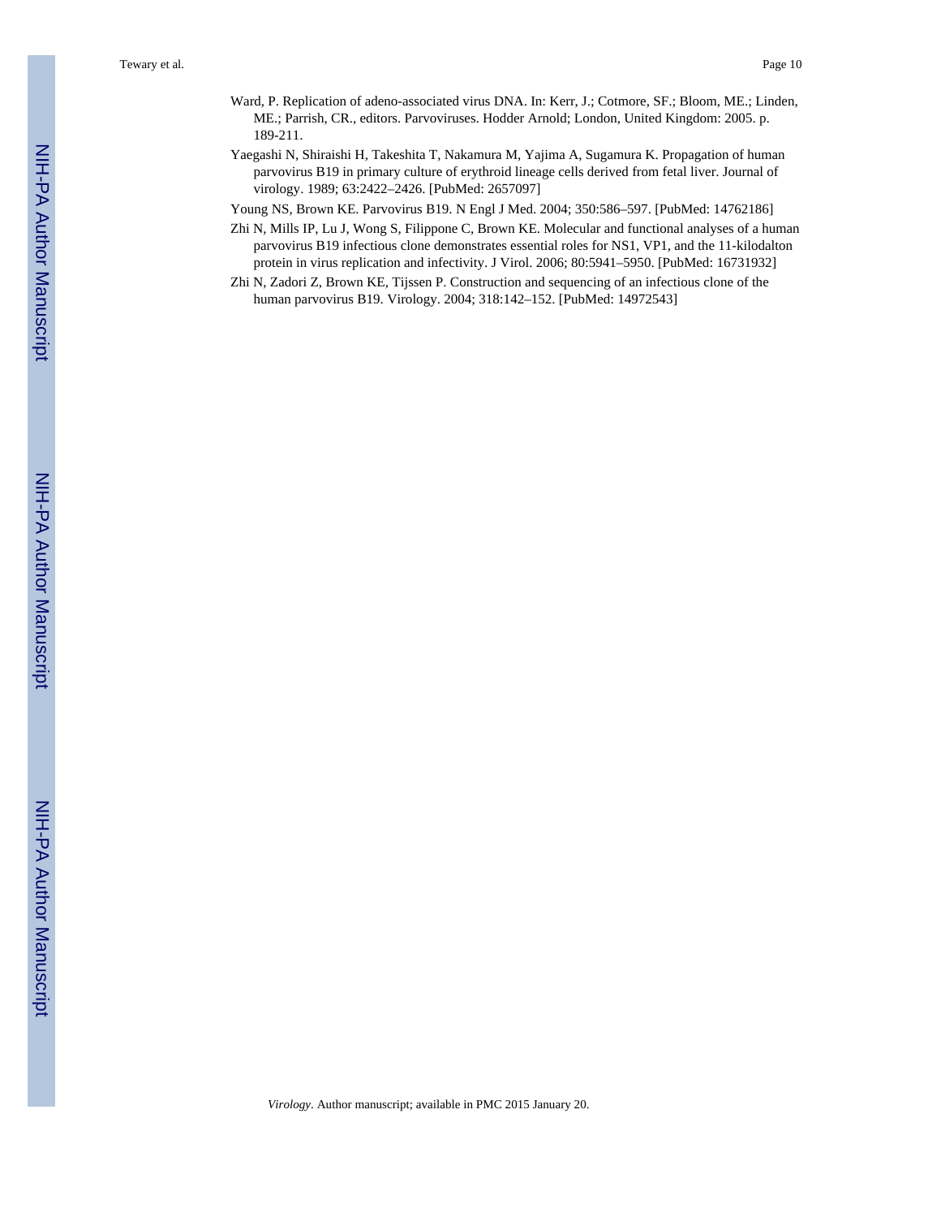Ward, P. Replication of adeno-associated virus DNA. In: Kerr, J.; Cotmore, SF.; Bloom, ME.; Linden, ME.; Parrish, CR., editors. Parvoviruses. Hodder Arnold; London, United Kingdom: 2005. p. 189-211.

Yaegashi N, Shiraishi H, Takeshita T, Nakamura M, Yajima A, Sugamura K. Propagation of human parvovirus B19 in primary culture of erythroid lineage cells derived from fetal liver. Journal of virology. 1989; 63:2422–2426. [PubMed: 2657097]

Young NS, Brown KE. Parvovirus B19. N Engl J Med. 2004; 350:586–597. [PubMed: 14762186]

Zhi N, Mills IP, Lu J, Wong S, Filippone C, Brown KE. Molecular and functional analyses of a human parvovirus B19 infectious clone demonstrates essential roles for NS1, VP1, and the 11-kilodalton protein in virus replication and infectivity. J Virol. 2006; 80:5941–5950. [PubMed: 16731932]

Zhi N, Zadori Z, Brown KE, Tijssen P. Construction and sequencing of an infectious clone of the human parvovirus B19. Virology. 2004; 318:142–152. [PubMed: 14972543]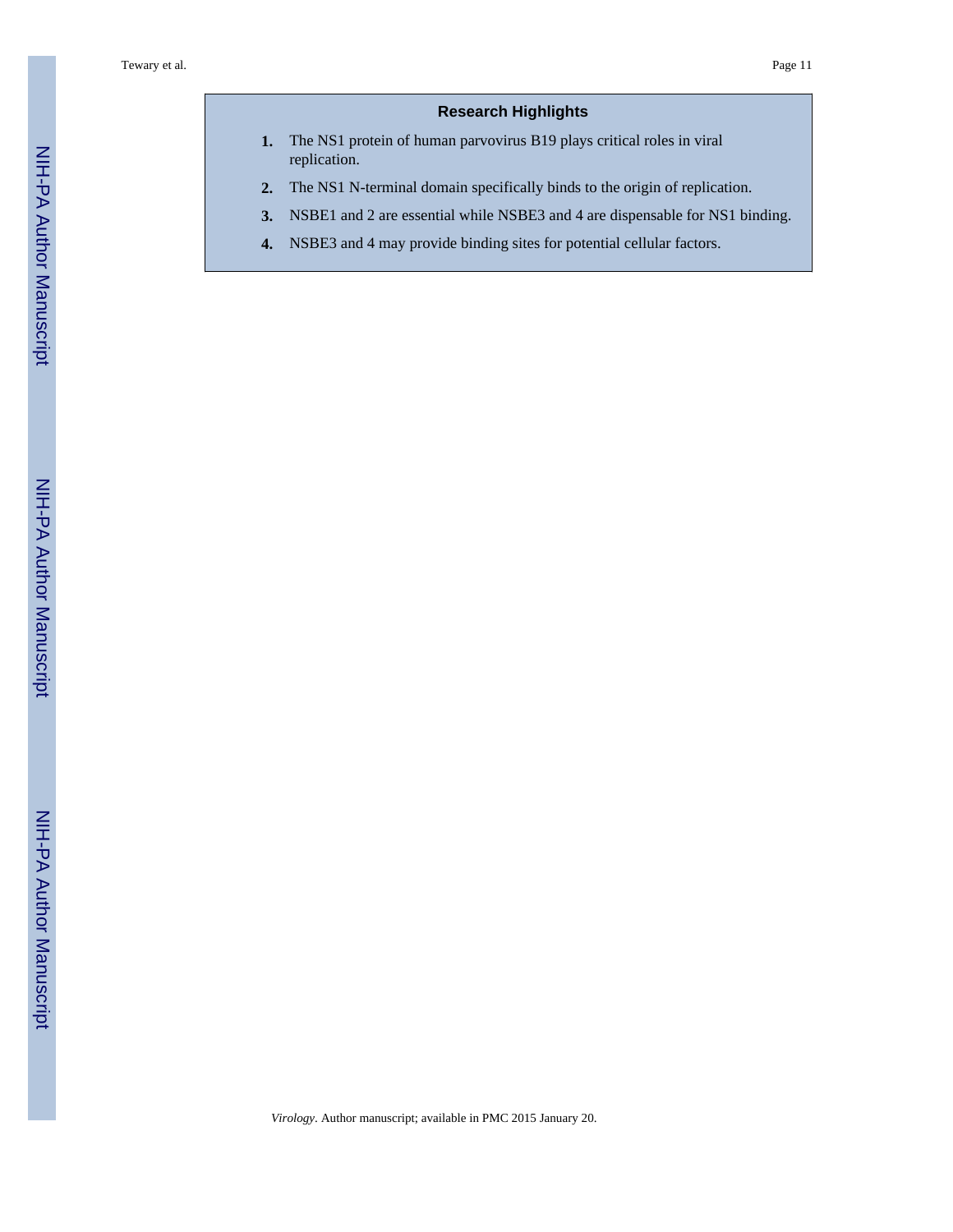## Research Highlights

1. The NS1 protein of human parvovirus B19 plays critical roles in viral replication.
2. The NS1 N-terminal domain specifically binds to the origin of replication.
3. NSBE1 and 2 are essential while NSBE3 and 4 are dispensable for NS1 binding.
4. NSBE3 and 4 may provide binding sites for potential cellular factors.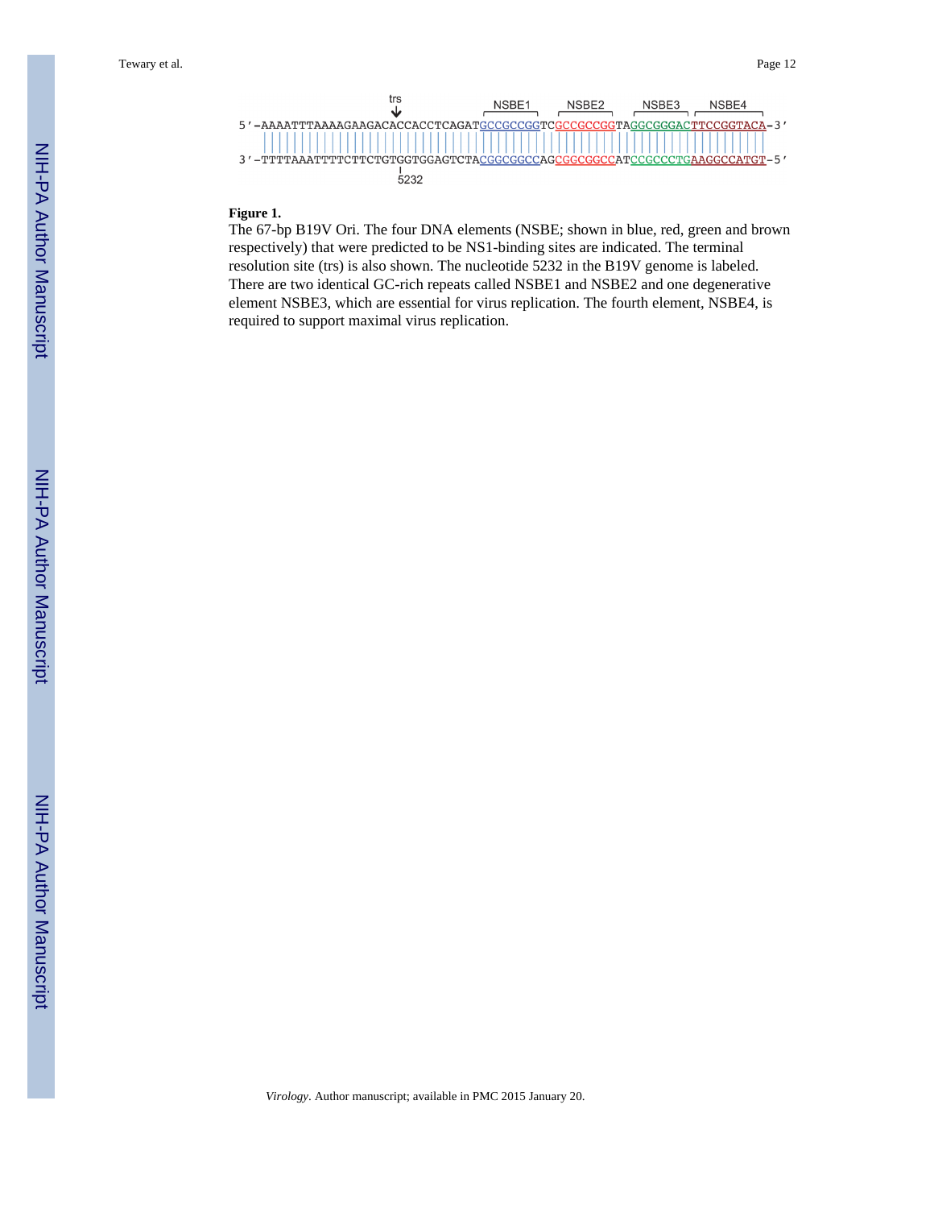```
                                      trs
                                       ↓                NSBE1      NSBE2      NSBE3      NSBE4
5′-AAAATTTAAAAGAAGACACCACCTCAGATGCCGCCGGTCGCCGCCGGTAGGCGGGACTTCCGGTACA-3′
3′-TTTTAAATTTTCTTCTGTGGTGGAGTCTACGGCGGCCAGCGGCGGCCATCCGCCCTGAAGGCCATGT-5′
                                       5232
```

**Figure 1.**

The 67-bp B19V Ori. The four DNA elements (NSBE; shown in blue, red, green and brown respectively) that were predicted to be NS1-binding sites are indicated. The terminal resolution site (trs) is also shown. The nucleotide 5232 in the B19V genome is labeled. There are two identical GC-rich repeats called NSBE1 and NSBE2 and one degenerative element NSBE3, which are essential for virus replication. The fourth element, NSBE4, is required to support maximal virus replication.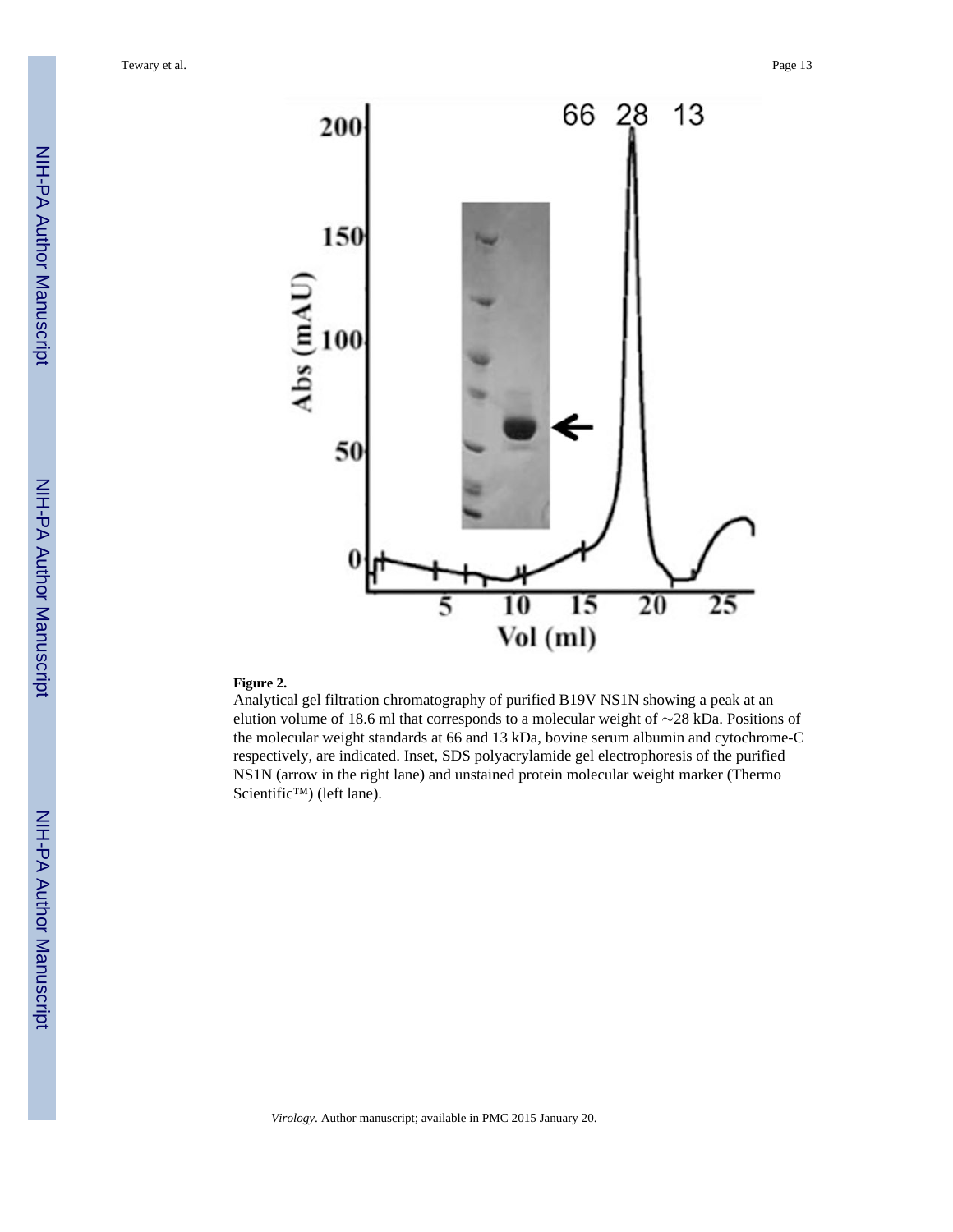**Figure 2.**

Analytical gel filtration chromatography of purified B19V NS1N showing a peak at an elution volume of 18.6 ml that corresponds to a molecular weight of ~28 kDa. Positions of the molecular weight standards at 66 and 13 kDa, bovine serum albumin and cytochrome-C respectively, are indicated. Inset, SDS polyacrylamide gel electrophoresis of the purified NS1N (arrow in the right lane) and unstained protein molecular weight marker (Thermo Scientific™) (left lane).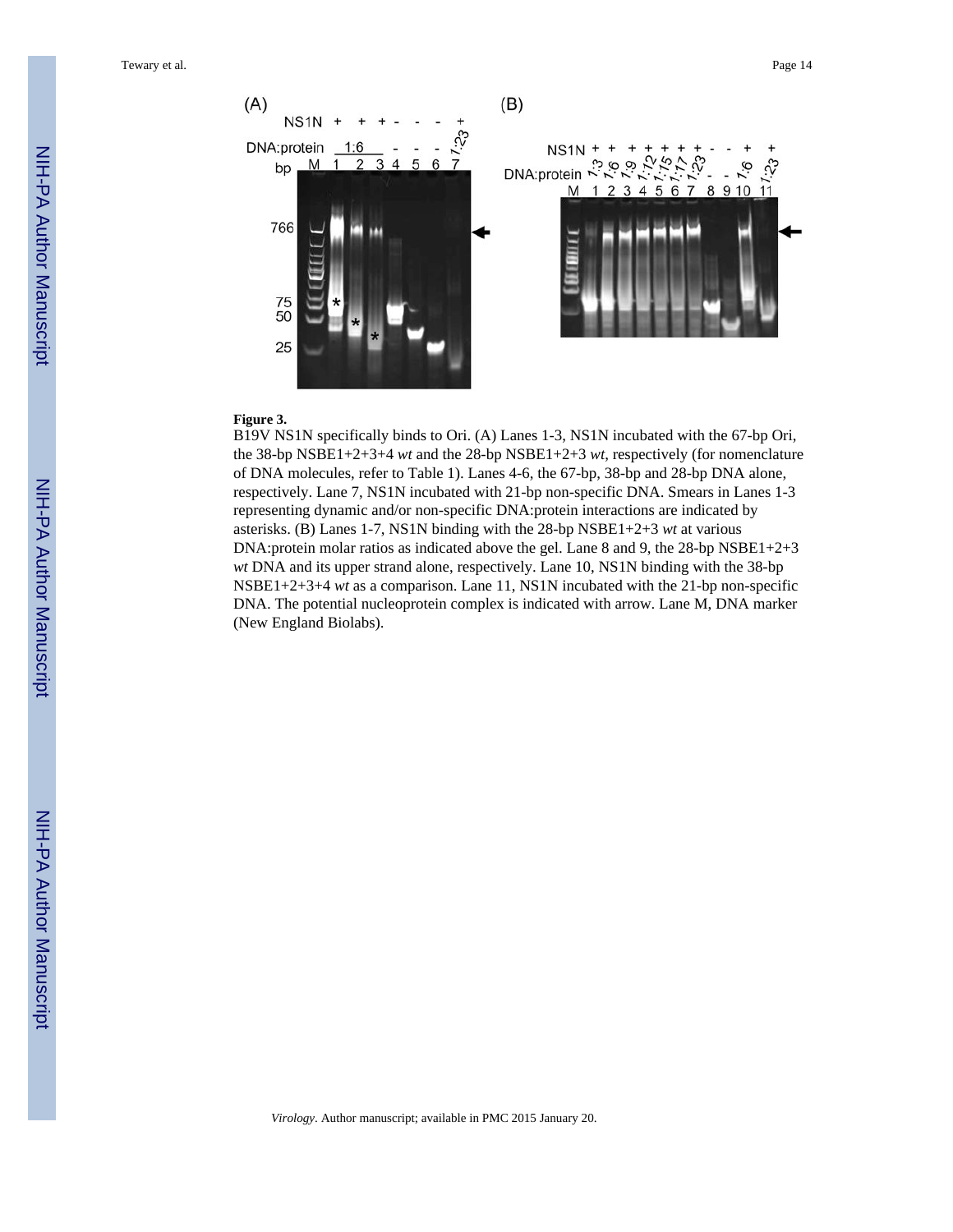**Figure 3.**

B19V NS1N specifically binds to Ori. (A) Lanes 1-3, NS1N incubated with the 67-bp Ori, the 38-bp NSBE1+2+3+4 *wt* and the 28-bp NSBE1+2+3 *wt*, respectively (for nomenclature of DNA molecules, refer to Table 1). Lanes 4-6, the 67-bp, 38-bp and 28-bp DNA alone, respectively. Lane 7, NS1N incubated with 21-bp non-specific DNA. Smears in Lanes 1-3 representing dynamic and/or non-specific DNA:protein interactions are indicated by asterisks. (B) Lanes 1-7, NS1N binding with the 28-bp NSBE1+2+3 *wt* at various DNA:protein molar ratios as indicated above the gel. Lane 8 and 9, the 28-bp NSBE1+2+3 *wt* DNA and its upper strand alone, respectively. Lane 10, NS1N binding with the 38-bp NSBE1+2+3+4 *wt* as a comparison. Lane 11, NS1N incubated with the 21-bp non-specific DNA. The potential nucleoprotein complex is indicated with arrow. Lane M, DNA marker (New England Biolabs).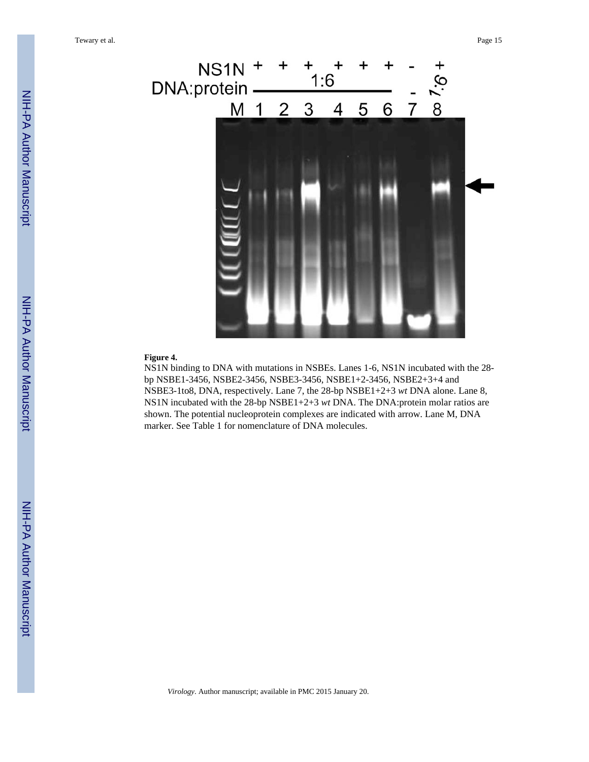**Figure 4.**

NS1N binding to DNA with mutations in NSBEs. Lanes 1-6, NS1N incubated with the 28-bp NSBE1-3456, NSBE2-3456, NSBE3-3456, NSBE1+2-3456, NSBE2+3+4 and NSBE3-1to8, DNA, respectively. Lane 7, the 28-bp NSBE1+2+3 *wt* DNA alone. Lane 8, NS1N incubated with the 28-bp NSBE1+2+3 *wt* DNA. The DNA:protein molar ratios are shown. The potential nucleoprotein complexes are indicated with arrow. Lane M, DNA marker. See Table 1 for nomenclature of DNA molecules.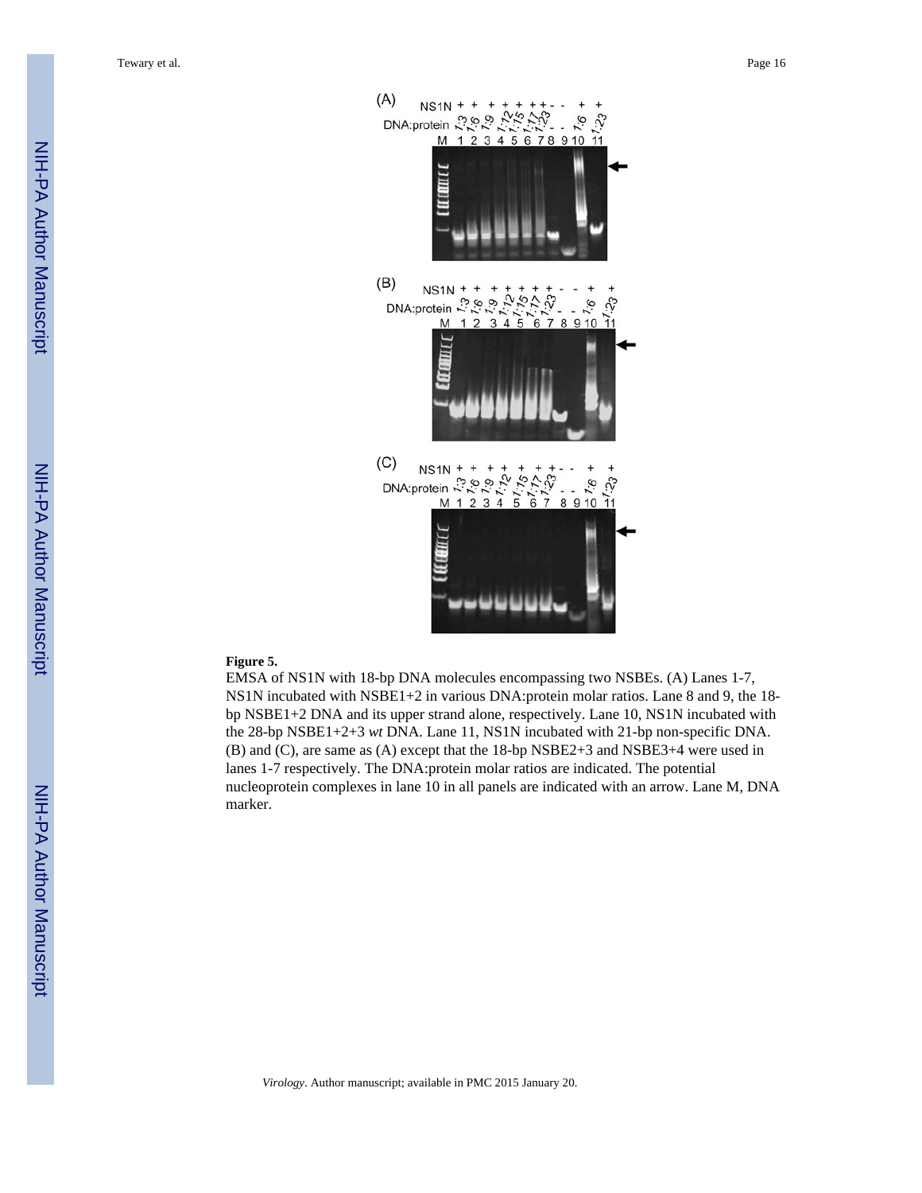**Figure 5.**

EMSA of NS1N with 18-bp DNA molecules encompassing two NSBEs. (A) Lanes 1-7, NS1N incubated with NSBE1+2 in various DNA:protein molar ratios. Lane 8 and 9, the 18-bp NSBE1+2 DNA and its upper strand alone, respectively. Lane 10, NS1N incubated with the 28-bp NSBE1+2+3 *wt* DNA. Lane 11, NS1N incubated with 21-bp non-specific DNA. (B) and (C), are same as (A) except that the 18-bp NSBE2+3 and NSBE3+4 were used in lanes 1-7 respectively. The DNA:protein molar ratios are indicated. The potential nucleoprotein complexes in lane 10 in all panels are indicated with an arrow. Lane M, DNA marker.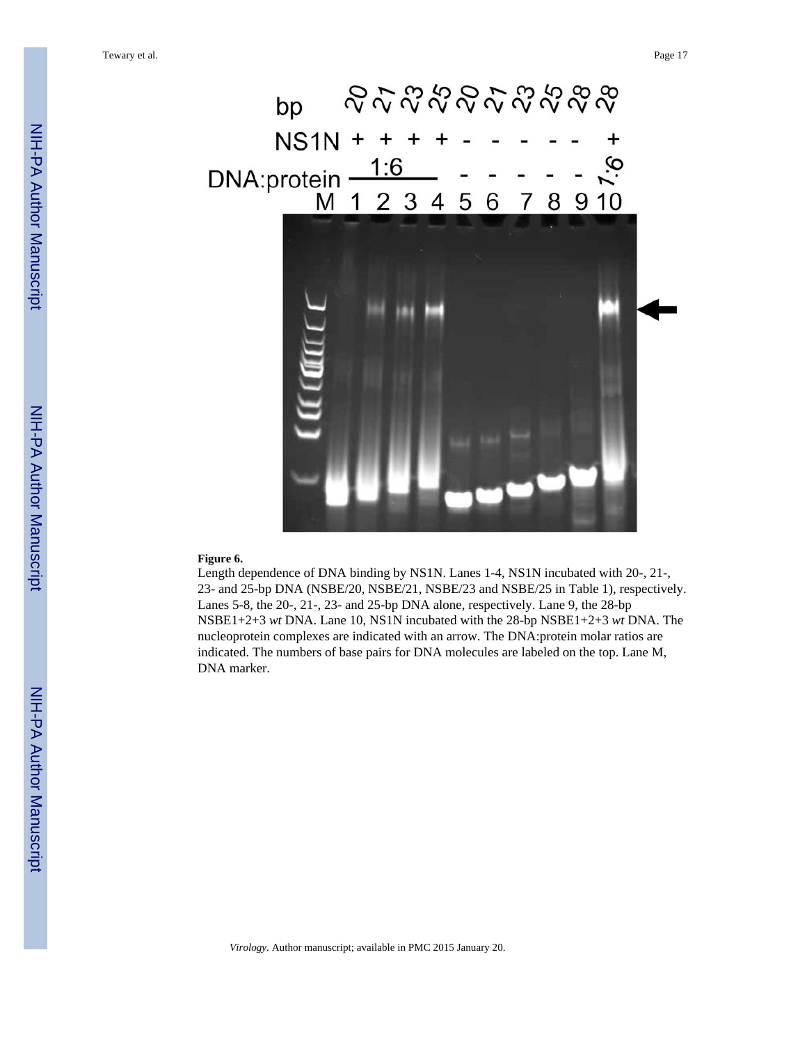**Figure 6.**

Length dependence of DNA binding by NS1N. Lanes 1-4, NS1N incubated with 20-, 21-, 23- and 25-bp DNA (NSBE/20, NSBE/21, NSBE/23 and NSBE/25 in Table 1), respectively. Lanes 5-8, the 20-, 21-, 23- and 25-bp DNA alone, respectively. Lane 9, the 28-bp NSBE1+2+3 *wt* DNA. Lane 10, NS1N incubated with the 28-bp NSBE1+2+3 *wt* DNA. The nucleoprotein complexes are indicated with an arrow. The DNA:protein molar ratios are indicated. The numbers of base pairs for DNA molecules are labeled on the top. Lane M, DNA marker.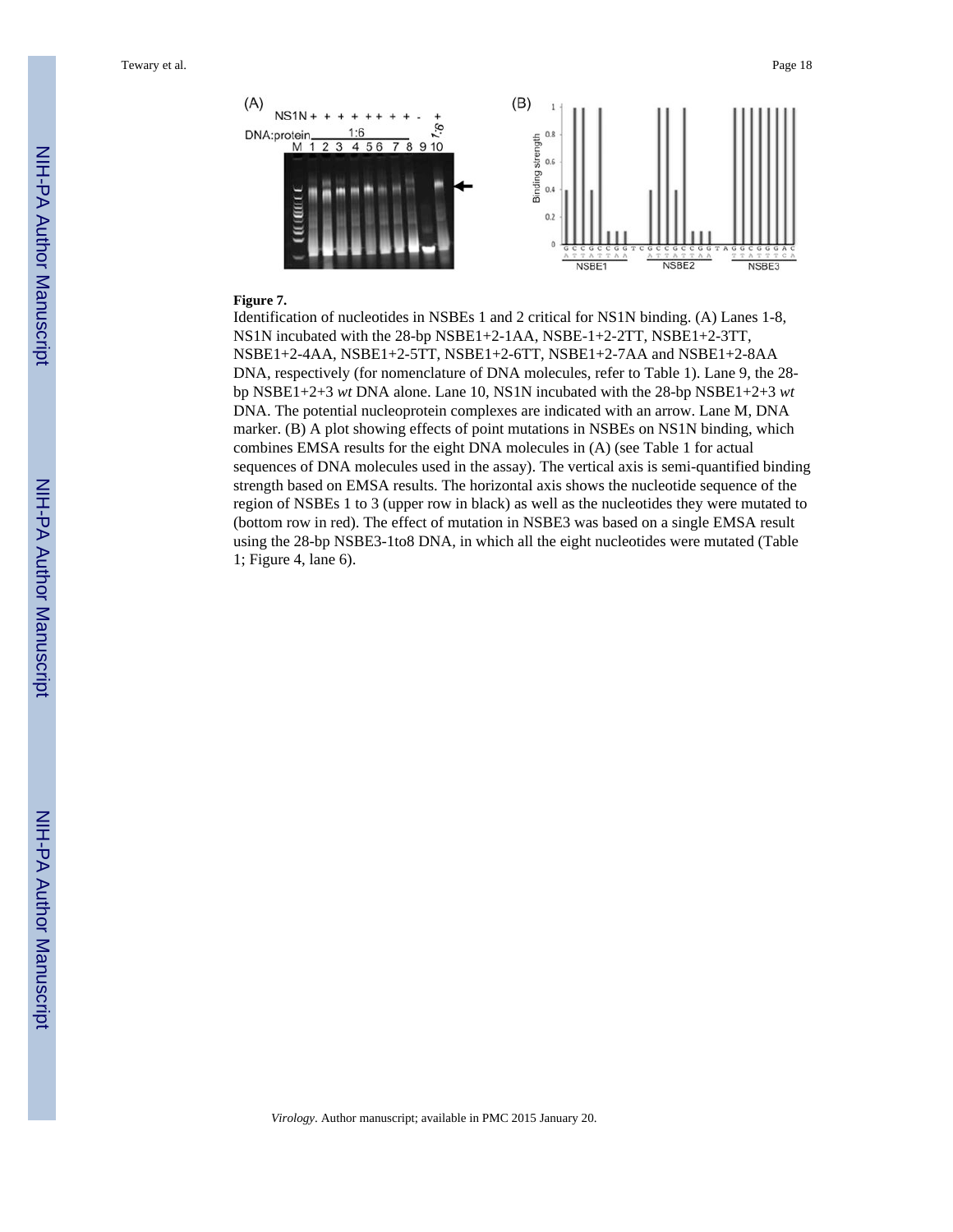**Figure 7.**

Identification of nucleotides in NSBEs 1 and 2 critical for NS1N binding. (A) Lanes 1-8, NS1N incubated with the 28-bp NSBE1+2-1AA, NSBE-1+2-2TT, NSBE1+2-3TT, NSBE1+2-4AA, NSBE1+2-5TT, NSBE1+2-6TT, NSBE1+2-7AA and NSBE1+2-8AA DNA, respectively (for nomenclature of DNA molecules, refer to Table 1). Lane 9, the 28-bp NSBE1+2+3 *wt* DNA alone. Lane 10, NS1N incubated with the 28-bp NSBE1+2+3 *wt* DNA. The potential nucleoprotein complexes are indicated with an arrow. Lane M, DNA marker. (B) A plot showing effects of point mutations in NSBEs on NS1N binding, which combines EMSA results for the eight DNA molecules in (A) (see Table 1 for actual sequences of DNA molecules used in the assay). The vertical axis is semi-quantified binding strength based on EMSA results. The horizontal axis shows the nucleotide sequence of the region of NSBEs 1 to 3 (upper row in black) as well as the nucleotides they were mutated to (bottom row in red). The effect of mutation in NSBE3 was based on a single EMSA result using the 28-bp NSBE3-1to8 DNA, in which all the eight nucleotides were mutated (Table 1; Figure 4, lane 6).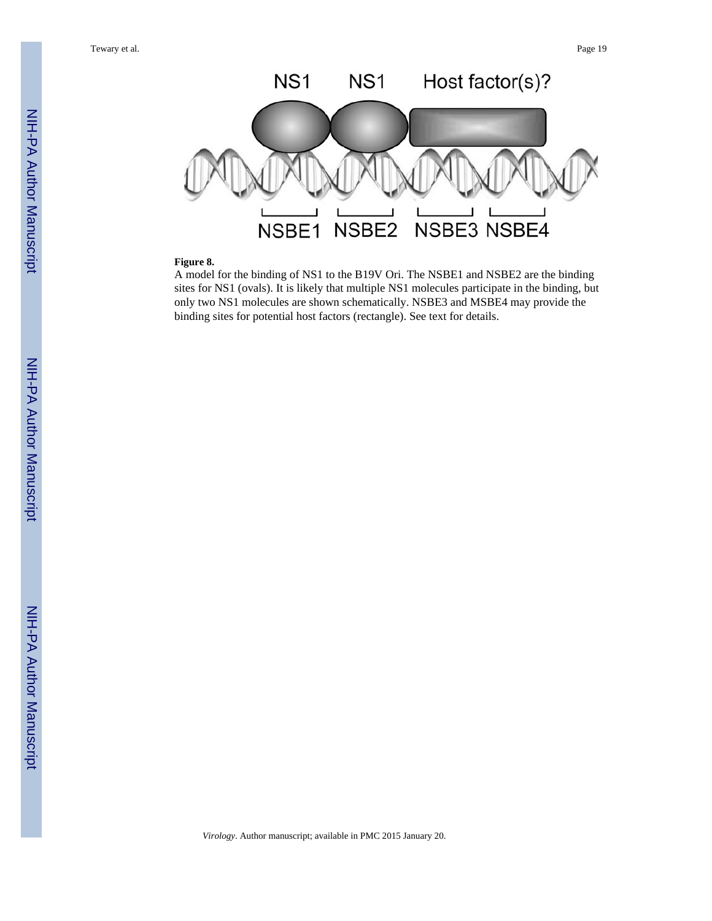**Figure 8.**

A model for the binding of NS1 to the B19V Ori. The NSBE1 and NSBE2 are the binding sites for NS1 (ovals). It is likely that multiple NS1 molecules participate in the binding, but only two NS1 molecules are shown schematically. NSBE3 and MSBE4 may provide the binding sites for potential host factors (rectangle). See text for details.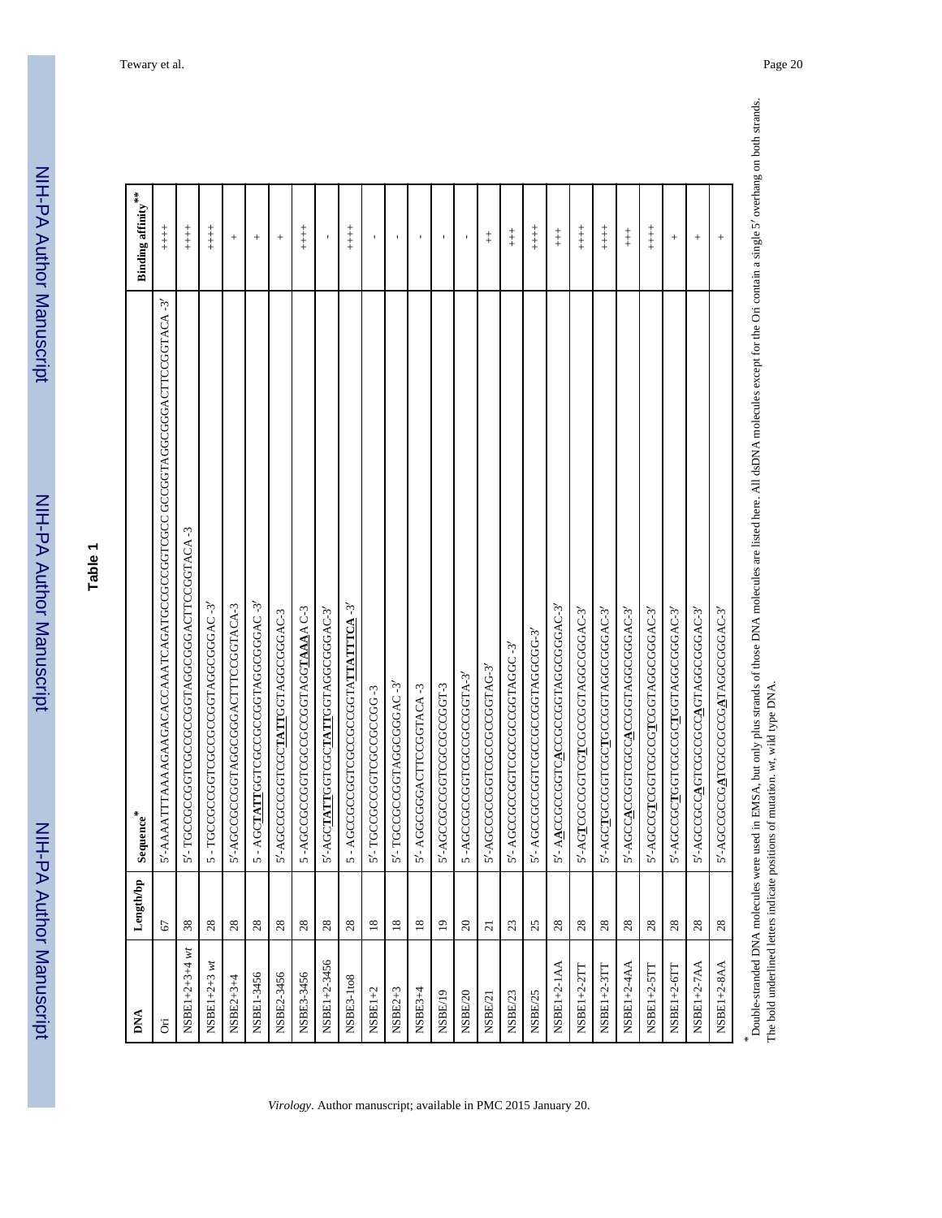**Table 1**

| DNA | Length/bp | Sequence* | Binding affinity** |
|---|---|---|---|
| Ori | 67 | 5′-AAAATTTAAAAGAAGACACCAAATCAGATGCCGCCGGTCGCC GCCGGTAGGCGGGACTTCCGGTACA -3′ | ++++ |
| NSBE1+2+3+4 *wt* | 38 | 5′- TGCCGCCGGTCGCCGCCGGTAGGCGGGACTTCCGGTACA-3 | ++++ |
| NSBE1+2+3 *wt* | 28 | 5 - TGCCGCCGGTCGCCGCCGGTAGGCGGGAC -3′ | ++++ |
| NSBE2+3+4 | 28 | 5′-AGCCGCCGGTAGGCGGGACTTTCCGGTACA-3 | + |
| NSBE1-3456 | 28 | 5 - AGC**TATT**GGTCGCCGCCGGTAGGCGGGAC -3′ | + |
| NSBE2-3456 | 28 | 5′-AGCCGCCGGTCGC**TATT**GGTAGGCGGGAC-3 | + |
| NSBE3-3456 | 28 | 5 -AGCCGCCGGTCGCCGCCGGTAGG**TAAA**A C-3 | ++++ |
| NSBE1+2-3456 | 28 | 5′-AGC**TATT**GGTCGC**TATT**GGTAGGCGGGAC-3′ | - |
| NSBE3-1to8 | 28 | 5 - AGCCGCCGGTCGCCGCCGGTA**TTATTTCA** -3′ | ++++ |
| NSBE1+2 | 18 | 5′- TGCCGCCGGTCGCCGCCGG -3 | - |
| NSBE2+3 | 18 | 5′- TGCCGCCGGTAGGCGGGAC -3′ | - |
| NSBE3+4 | 18 | 5′- AGGCGGGACTTCCGGTACA -3 | - |
| NSBE/19 | 19 | 5′-AGCCGCCGGTCGCCGCCGGT-3 | - |
| NSBE/20 | 20 | 5 -AGCCGCCGGTCGCCGCCGGTA-3′ | - |
| NSBE/21 | 21 | 5′-AGCCGCCGGTCGCCGCCGGTAG-3′ | ++ |
| NSBE/23 | 23 | 5′- AGCCGCCGGTCGCCGCCGGTAGGC -3′ | +++ |
| NSBE/25 | 25 | 5′- AGCCGCCGGTCGCCGCCGGTAGGCGG-3′ | ++++ |
| NSBE1+2-1AA | 28 | 5′- A**A**CCGCCGGTC**A**CCGCCGGTAGGCGGGAC-3′ | +++ |
| NSBE1+2-2TT | 28 | 5′-AG**T**CGCCGGTCG**T**CGCCGGTAGGCGGGAC-3′ | ++++ |
| NSBE1+2-3TT | 28 | 5′-AGC**T**GCCGGTCGC**T**GCCGGTAGGCGGGAC-3′ | ++++ |
| NSBE1+2-4AA | 28 | 5′-AGCC**A**CCGGTCGCC**A**CCGGTAGGCGGGAC-3′ | +++ |
| NSBE1+2-5TT | 28 | 5′-AGCCG**T**CGGTCGCCG**T**CGGTAGGCGGGAC-3′ | ++++ |
| NSBE1+2-6TT | 28 | 5′-AGCCGC**T**GGTCGCCGC**T**GGTAGGCGGGAC-3′ | + |
| NSBE1+2-7AA | 28 | 5′-AGCCGCC**A**GTCGCCGCC**A**GTAGGCGGGAC-3′ | + |
| NSBE1+2-8AA | 28 | 5′-AGCCGCCG**A**TCGCCGCCG**A**TAGGCGGGAC-3′ | + |

*Double-stranded DNA molecules were used in EMSA, but only plus strands of those DNA molecules are listed here. All dsDNA molecules except for the Ori contain a single 5′ overhang on both strands. The bold underlined letters indicate positions of mutation. *wt*, wild type DNA.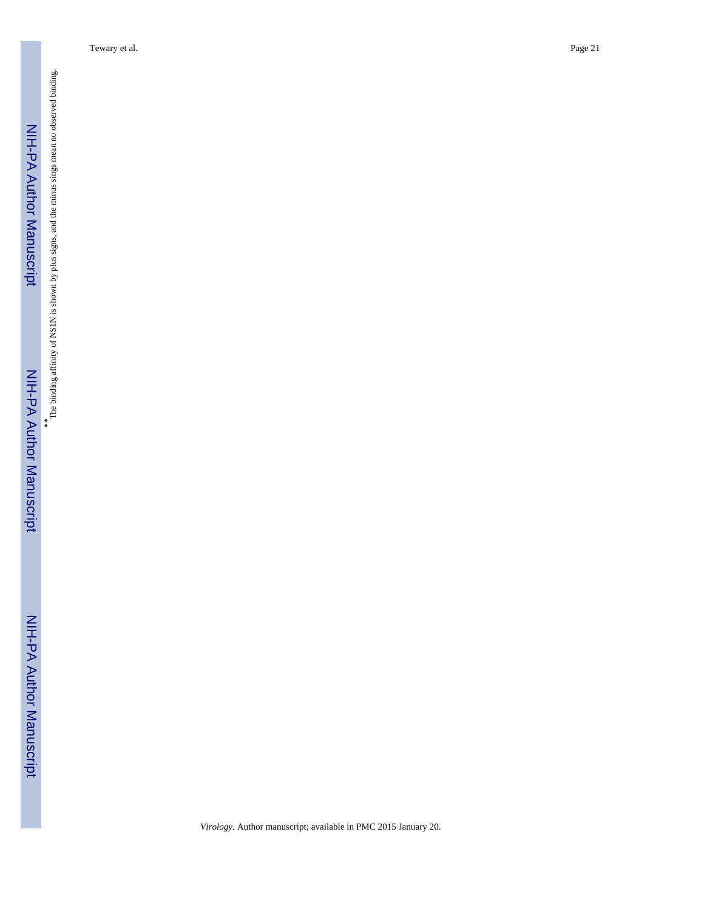**The binding affinity of NS1N is shown by plus signs, and the minus sings mean no observed binding.